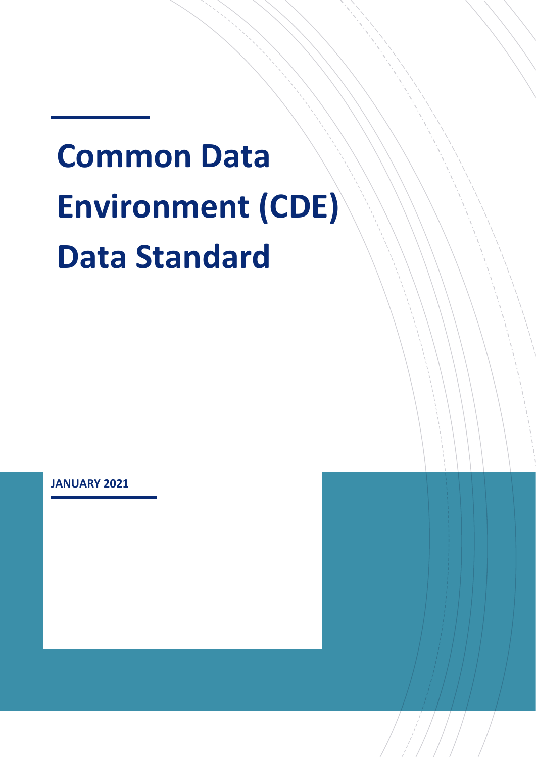# Common Data Environment (CDE) Data Standard

**JANUARY 2021**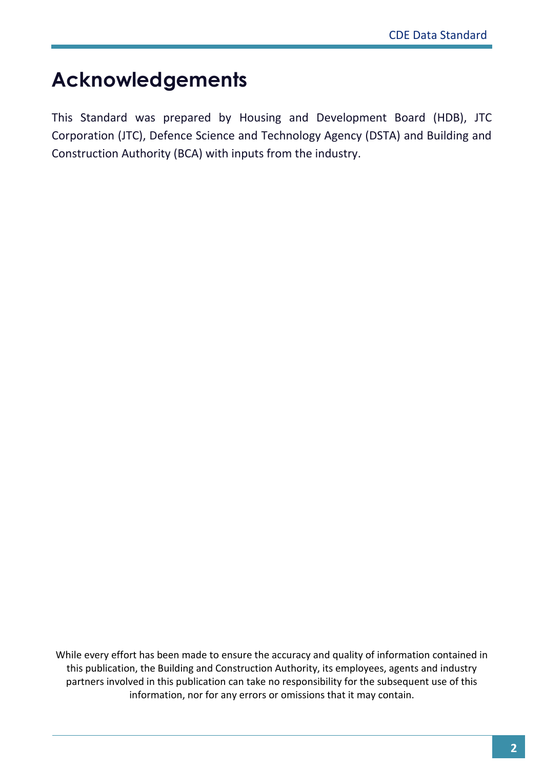# Acknowledgements

This Standard was prepared by Housing and Development Board (HDB), JTC Corporation (JTC), Defence Science and Technology Agency (DSTA) and Building and Construction Authority (BCA) with inputs from the industry.

While every effort has been made to ensure the accuracy and quality of information contained in this publication, the Building and Construction Authority, its employees, agents and industry partners involved in this publication can take no responsibility for the subsequent use of this information, nor for any errors or omissions that it may contain.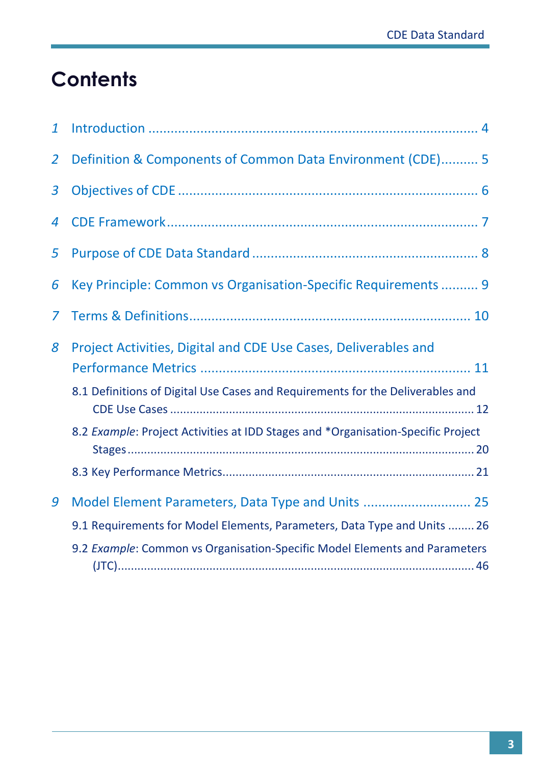# Contents

1 Introduction .......................................................................................... 4

2 Definition & Components of Common Data Environment (CDE).......... 5

3 Objectives of CDE .................................................................................. 6

4 CDE Framework...................................................................................... 7

5 Purpose of CDE Data Standard ............................................................. 8

6 Key Principle: Common vs Organisation-Specific Requirements .......... 9

7 Terms & Definitions............................................................................. 10

8 Project Activities, Digital and CDE Use Cases, Deliverables and Performance Metrics ........................................................................... 11

- 8.1 Definitions of Digital Use Cases and Requirements for the Deliverables and CDE Use Cases ........................................................................................... 12
- 8.2 *Example*: Project Activities at IDD Stages and *Organisation-Specific Project Stages ......................................................................................................... 20
- 8.3 Key Performance Metrics........................................................................... 21

9 Model Element Parameters, Data Type and Units ............................ 25

- 9.1 Requirements for Model Elements, Parameters, Data Type and Units ........ 26
- 9.2 *Example*: Common vs Organisation-Specific Model Elements and Parameters (JTC)............................................................................................................. 46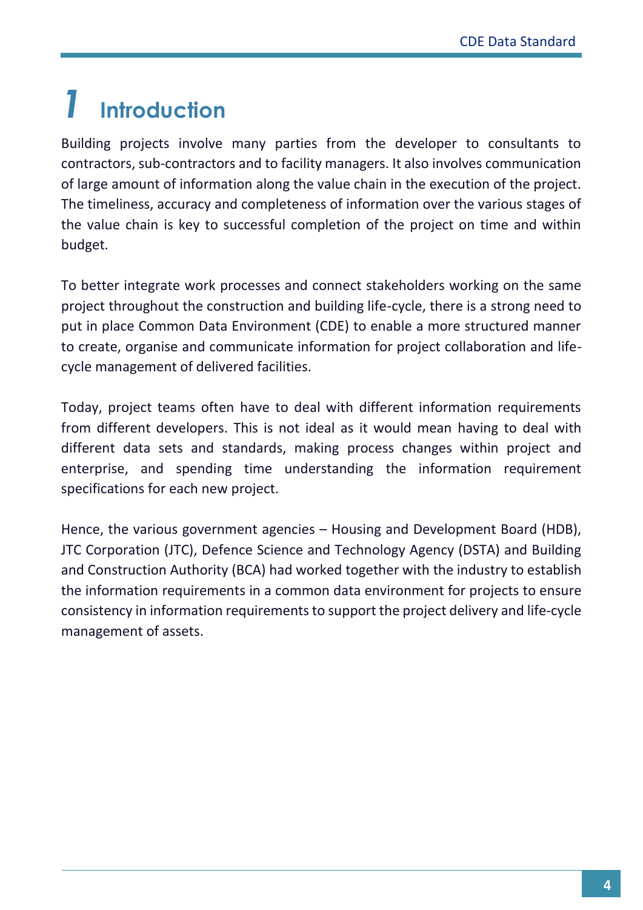# 1 Introduction

Building projects involve many parties from the developer to consultants to contractors, sub-contractors and to facility managers. It also involves communication of large amount of information along the value chain in the execution of the project. The timeliness, accuracy and completeness of information over the various stages of the value chain is key to successful completion of the project on time and within budget.

To better integrate work processes and connect stakeholders working on the same project throughout the construction and building life-cycle, there is a strong need to put in place Common Data Environment (CDE) to enable a more structured manner to create, organise and communicate information for project collaboration and life-cycle management of delivered facilities.

Today, project teams often have to deal with different information requirements from different developers. This is not ideal as it would mean having to deal with different data sets and standards, making process changes within project and enterprise, and spending time understanding the information requirement specifications for each new project.

Hence, the various government agencies – Housing and Development Board (HDB), JTC Corporation (JTC), Defence Science and Technology Agency (DSTA) and Building and Construction Authority (BCA) had worked together with the industry to establish the information requirements in a common data environment for projects to ensure consistency in information requirements to support the project delivery and life-cycle management of assets.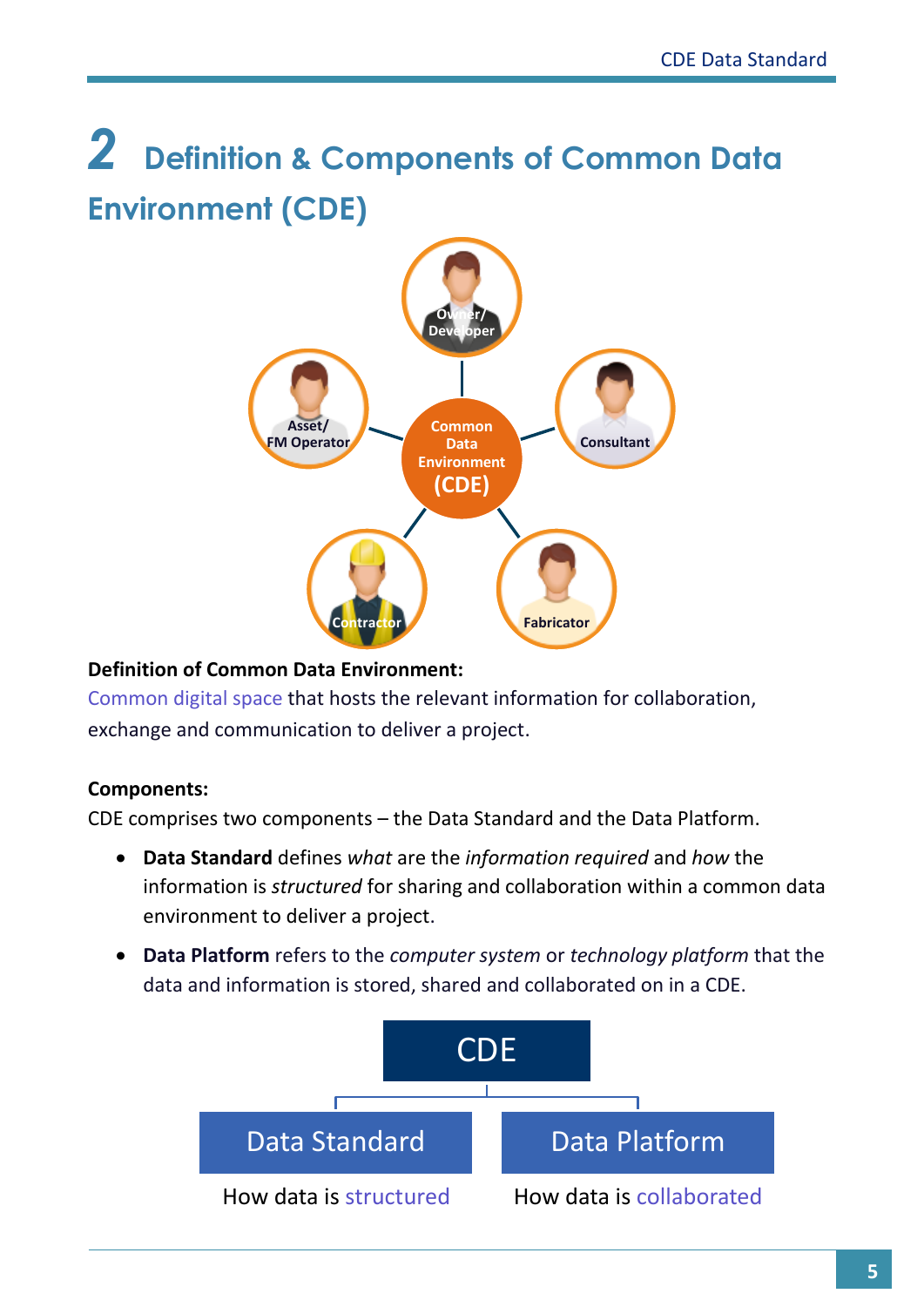# 2 Definition & Components of Common Data Environment (CDE)

**Definition of Common Data Environment:**
Common digital space that hosts the relevant information for collaboration, exchange and communication to deliver a project.

**Components:**
CDE comprises two components – the Data Standard and the Data Platform.

- **Data Standard** defines *what* are the *information required* and *how* the information is *structured* for sharing and collaboration within a common data environment to deliver a project.
- **Data Platform** refers to the *computer system* or *technology platform* that the data and information is stored, shared and collaborated on in a CDE.

CDE

| Data Standard | Data Platform |
| --- | --- |
| How data is structured | How data is collaborated |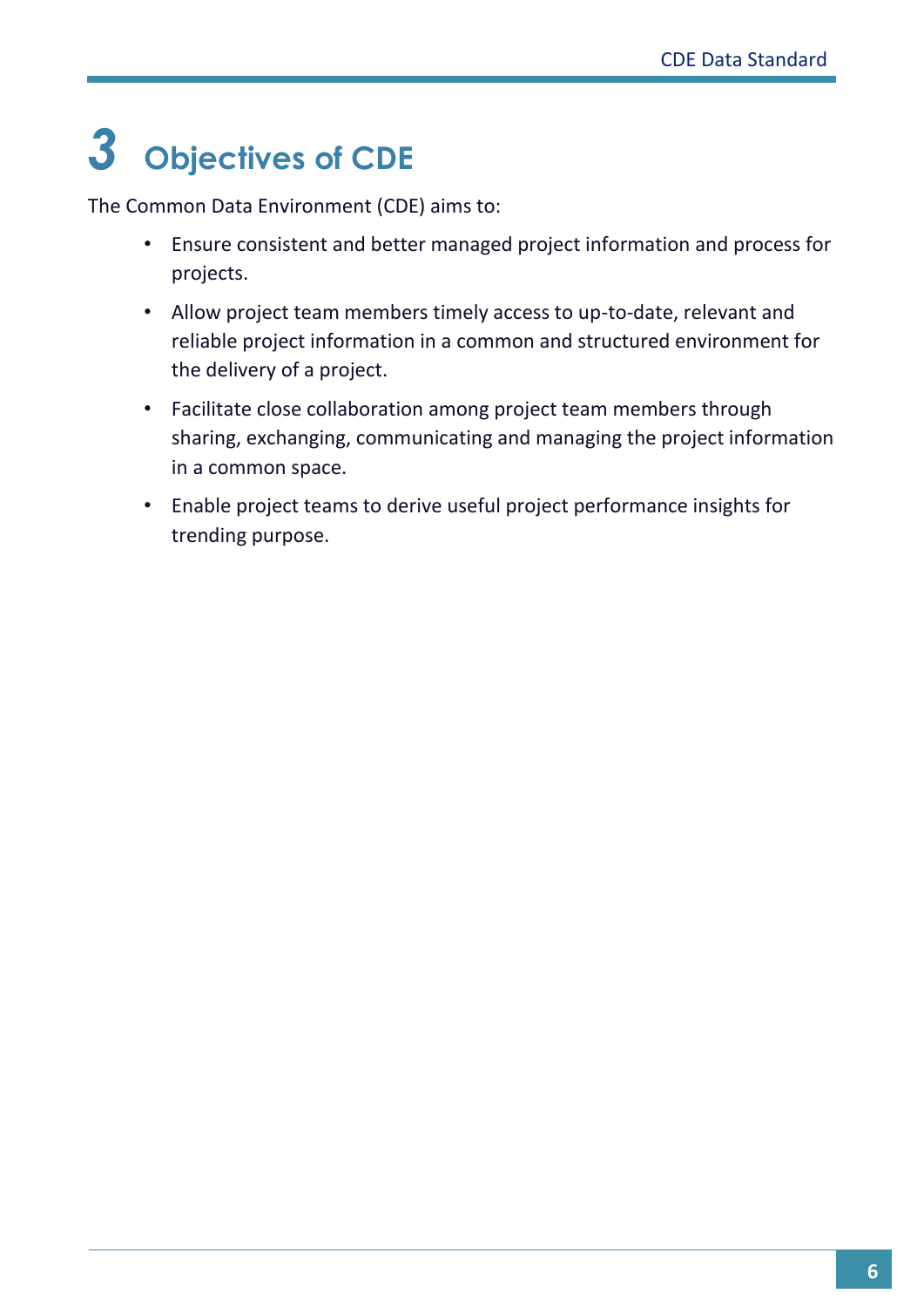# 3 Objectives of CDE

The Common Data Environment (CDE) aims to:

- Ensure consistent and better managed project information and process for projects.
- Allow project team members timely access to up-to-date, relevant and reliable project information in a common and structured environment for the delivery of a project.
- Facilitate close collaboration among project team members through sharing, exchanging, communicating and managing the project information in a common space.
- Enable project teams to derive useful project performance insights for trending purpose.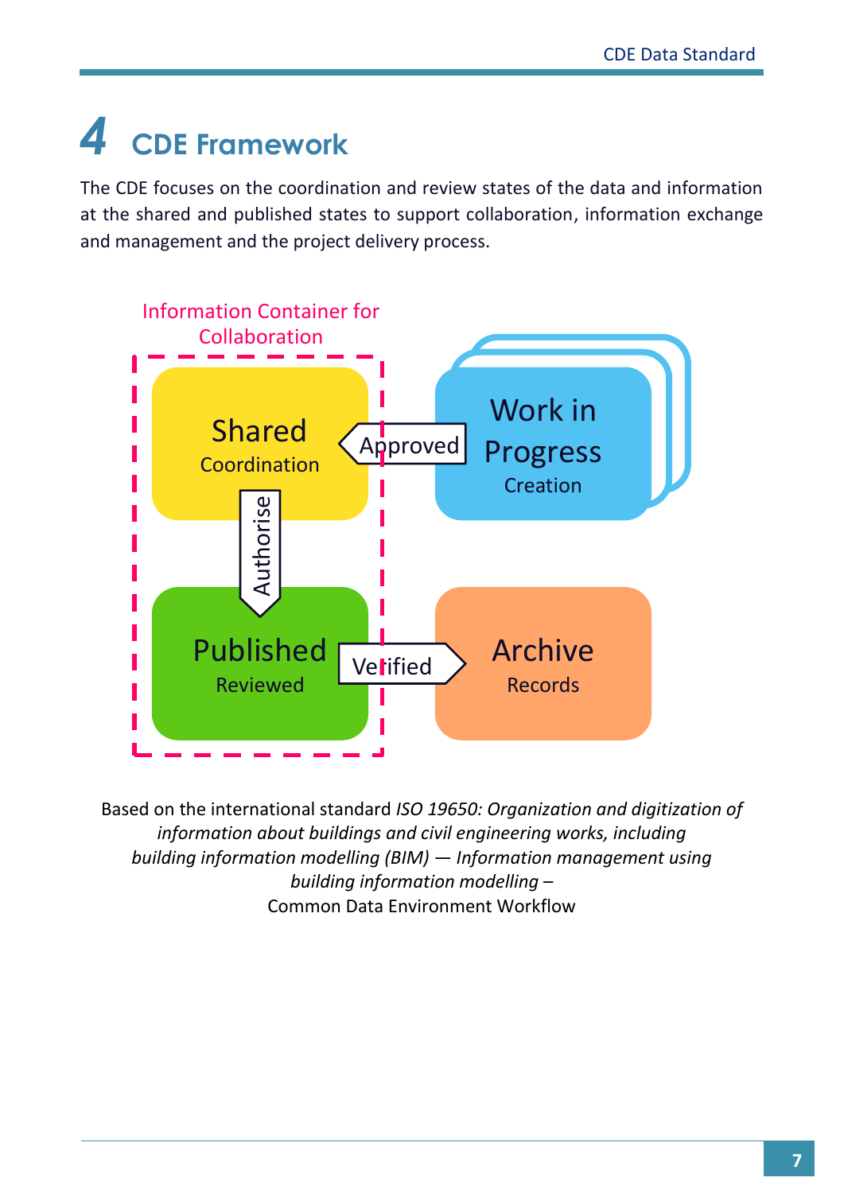# 4 CDE Framework

The CDE focuses on the coordination and review states of the data and information at the shared and published states to support collaboration, information exchange and management and the project delivery process.

Information Container for Collaboration

Shared
Coordination

Approved

Work in Progress
Creation

Authorise

Published
Reviewed

Verified

Archive
Records

Based on the international standard *ISO 19650: Organization and digitization of information about buildings and civil engineering works, including building information modelling (BIM) — Information management using building information modelling –*
Common Data Environment Workflow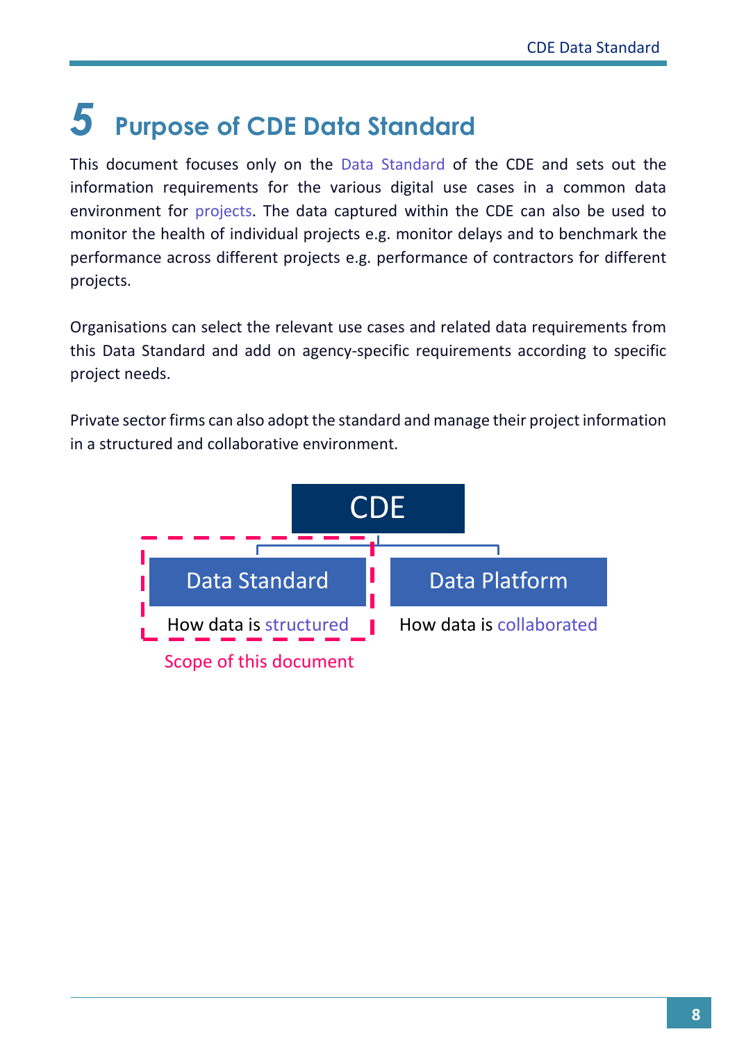# 5 Purpose of CDE Data Standard

This document focuses only on the Data Standard of the CDE and sets out the information requirements for the various digital use cases in a common data environment for projects. The data captured within the CDE can also be used to monitor the health of individual projects e.g. monitor delays and to benchmark the performance across different projects e.g. performance of contractors for different projects.

Organisations can select the relevant use cases and related data requirements from this Data Standard and add on agency-specific requirements according to specific project needs.

Private sector firms can also adopt the standard and manage their project information in a structured and collaborative environment.

CDE

Data Standard

How data is structured

Data Platform

How data is collaborated

Scope of this document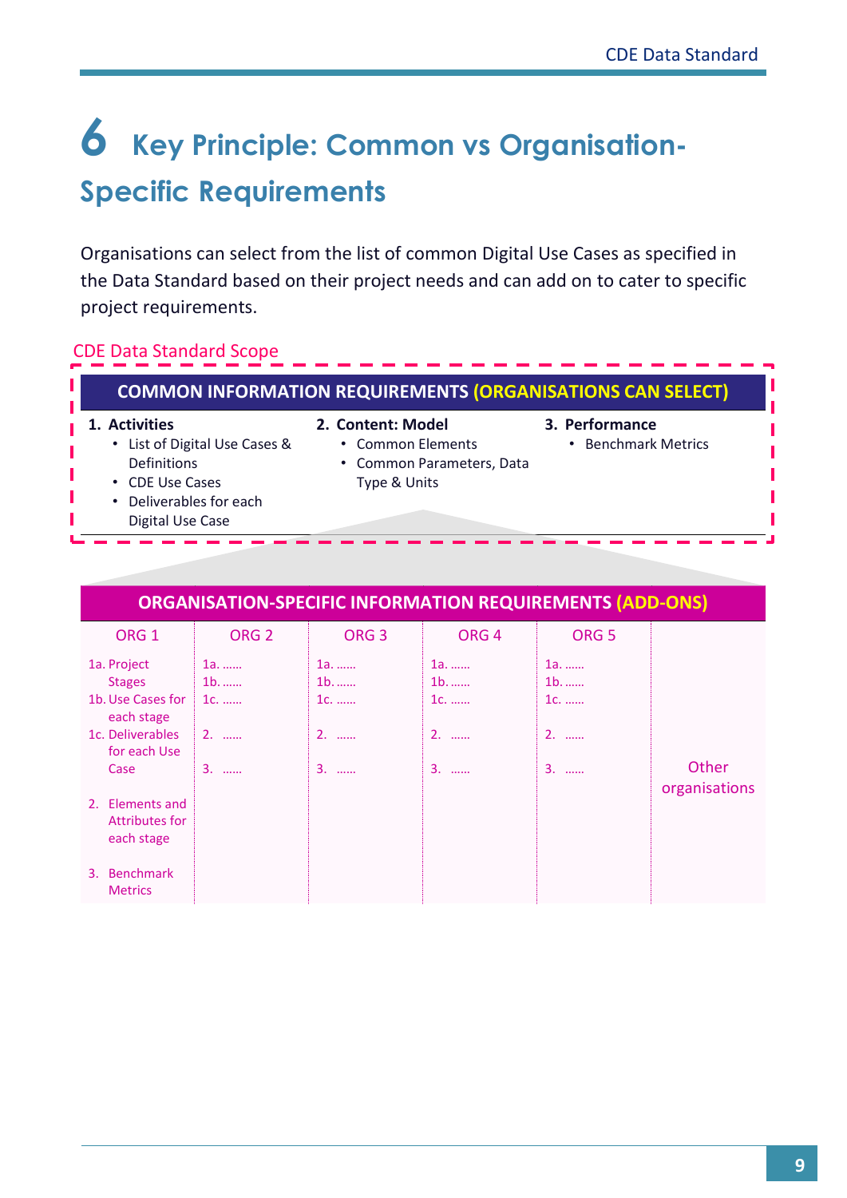# 6 Key Principle: Common vs Organisation-Specific Requirements

Organisations can select from the list of common Digital Use Cases as specified in the Data Standard based on their project needs and can add on to cater to specific project requirements.

CDE Data Standard Scope

**COMMON INFORMATION REQUIREMENTS (ORGANISATIONS CAN SELECT)**

| 1. Activities | 2. Content: Model | 3. Performance |
|---|---|---|
| • List of Digital Use Cases & Definitions<br>• CDE Use Cases<br>• Deliverables for each Digital Use Case | • Common Elements<br>• Common Parameters, Data Type & Units | • Benchmark Metrics |

**ORGANISATION-SPECIFIC INFORMATION REQUIREMENTS (ADD-ONS)**

| ORG 1 | ORG 2 | ORG 3 | ORG 4 | ORG 5 | |
|---|---|---|---|---|---|
| 1a. Project Stages<br>1b. Use Cases for each stage<br>1c. Deliverables for each Use Case<br>2. Elements and Attributes for each stage<br>3. Benchmark Metrics | 1a. ……<br>1b. ……<br>1c. ……<br>2. ……<br>3. …… | 1a. ……<br>1b. ……<br>1c. ……<br>2. ……<br>3. …… | 1a. ……<br>1b. ……<br>1c. ……<br>2. ……<br>3. …… | 1a. ……<br>1b. ……<br>1c. ……<br>2. ……<br>3. …… | Other organisations |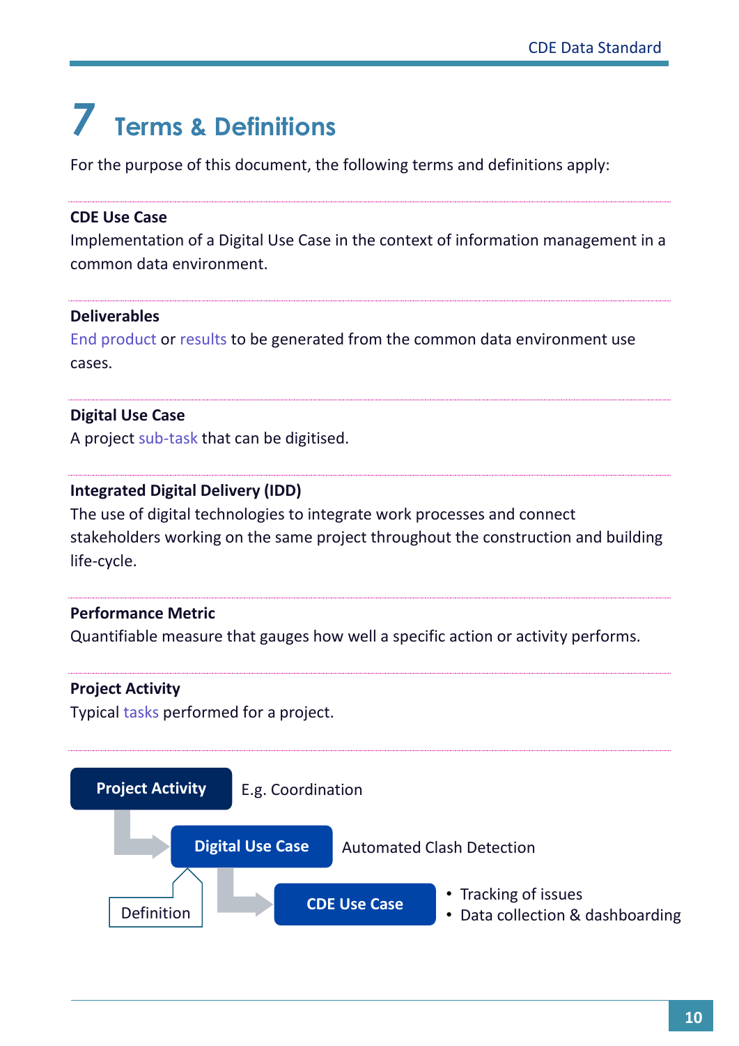# 7 Terms & Definitions

For the purpose of this document, the following terms and definitions apply:

**CDE Use Case**

Implementation of a Digital Use Case in the context of information management in a common data environment.

**Deliverables**

End product or results to be generated from the common data environment use cases.

**Digital Use Case**

A project sub-task that can be digitised.

**Integrated Digital Delivery (IDD)**

The use of digital technologies to integrate work processes and connect stakeholders working on the same project throughout the construction and building life-cycle.

**Performance Metric**

Quantifiable measure that gauges how well a specific action or activity performs.

**Project Activity**

Typical tasks performed for a project.

**Project Activity** — E.g. Coordination

**Digital Use Case** — Automated Clash Detection

Definition

**CDE Use Case**

- Tracking of issues
- Data collection & dashboarding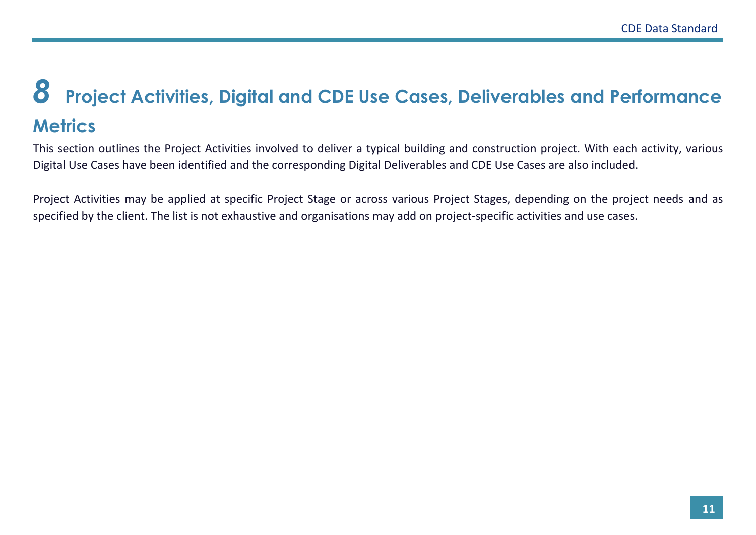# 8 Project Activities, Digital and CDE Use Cases, Deliverables and Performance Metrics

This section outlines the Project Activities involved to deliver a typical building and construction project. With each activity, various Digital Use Cases have been identified and the corresponding Digital Deliverables and CDE Use Cases are also included.

Project Activities may be applied at specific Project Stage or across various Project Stages, depending on the project needs and as specified by the client. The list is not exhaustive and organisations may add on project-specific activities and use cases.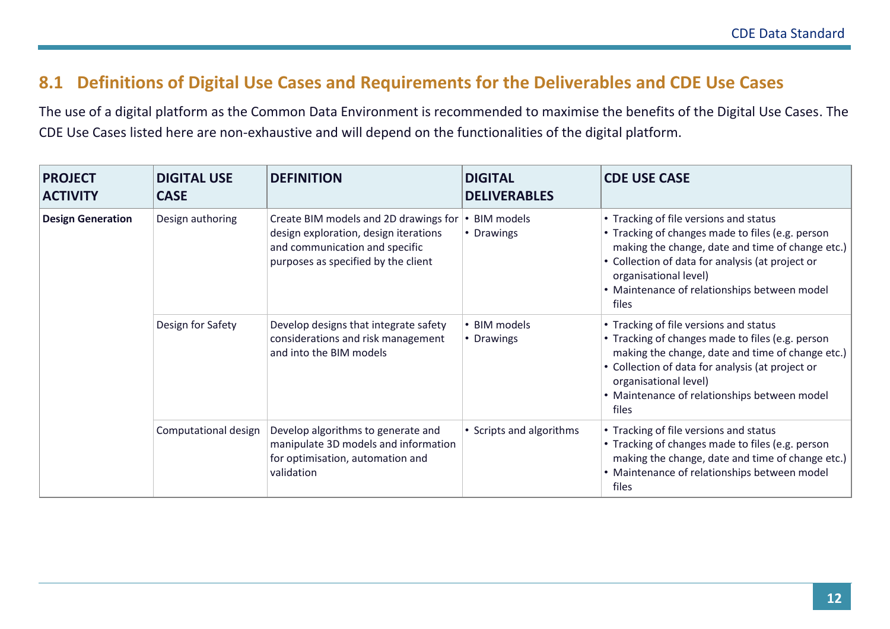## 8.1 Definitions of Digital Use Cases and Requirements for the Deliverables and CDE Use Cases

The use of a digital platform as the Common Data Environment is recommended to maximise the benefits of the Digital Use Cases. The CDE Use Cases listed here are non-exhaustive and will depend on the functionalities of the digital platform.

| PROJECT ACTIVITY | DIGITAL USE CASE | DEFINITION | DIGITAL DELIVERABLES | CDE USE CASE |
|---|---|---|---|---|
| **Design Generation** | Design authoring | Create BIM models and 2D drawings for design exploration, design iterations and communication and specific purposes as specified by the client | • BIM models<br>• Drawings | • Tracking of file versions and status<br>• Tracking of changes made to files (e.g. person making the change, date and time of change etc.)<br>• Collection of data for analysis (at project or organisational level)<br>• Maintenance of relationships between model files |
| | Design for Safety | Develop designs that integrate safety considerations and risk management and into the BIM models | • BIM models<br>• Drawings | • Tracking of file versions and status<br>• Tracking of changes made to files (e.g. person making the change, date and time of change etc.)<br>• Collection of data for analysis (at project or organisational level)<br>• Maintenance of relationships between model files |
| | Computational design | Develop algorithms to generate and manipulate 3D models and information for optimisation, automation and validation | • Scripts and algorithms | • Tracking of file versions and status<br>• Tracking of changes made to files (e.g. person making the change, date and time of change etc.)<br>• Maintenance of relationships between model files |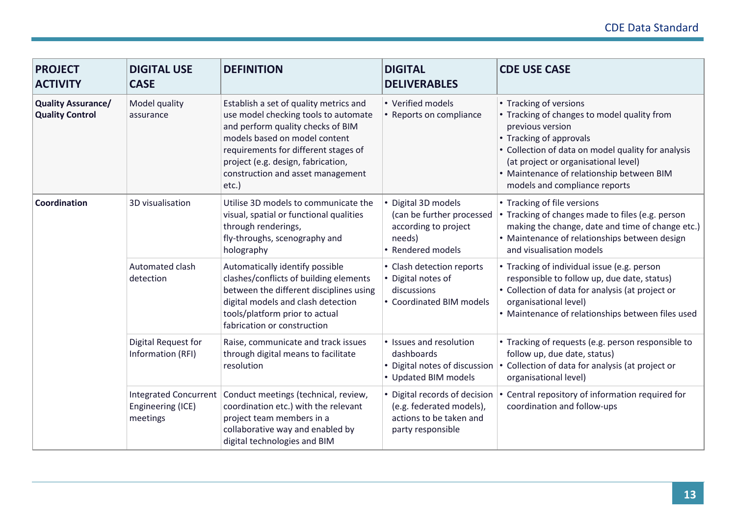| PROJECT ACTIVITY | DIGITAL USE CASE | DEFINITION | DIGITAL DELIVERABLES | CDE USE CASE |
|---|---|---|---|---|
| **Quality Assurance/ Quality Control** | Model quality assurance | Establish a set of quality metrics and use model checking tools to automate and perform quality checks of BIM models based on model content requirements for different stages of project (e.g. design, fabrication, construction and asset management etc.) | • Verified models<br>• Reports on compliance | • Tracking of versions<br>• Tracking of changes to model quality from previous version<br>• Tracking of approvals<br>• Collection of data on model quality for analysis (at project or organisational level)<br>• Maintenance of relationship between BIM models and compliance reports |
| **Coordination** | 3D visualisation | Utilise 3D models to communicate the visual, spatial or functional qualities through renderings, fly-throughs, scenography and holography | • Digital 3D models (can be further processed according to project needs)<br>• Rendered models | • Tracking of file versions<br>• Tracking of changes made to files (e.g. person making the change, date and time of change etc.)<br>• Maintenance of relationships between design and visualisation models |
| | Automated clash detection | Automatically identify possible clashes/conflicts of building elements between the different disciplines using digital models and clash detection tools/platform prior to actual fabrication or construction | • Clash detection reports<br>• Digital notes of discussions<br>• Coordinated BIM models | • Tracking of individual issue (e.g. person responsible to follow up, due date, status)<br>• Collection of data for analysis (at project or organisational level)<br>• Maintenance of relationships between files used |
| | Digital Request for Information (RFI) | Raise, communicate and track issues through digital means to facilitate resolution | • Issues and resolution dashboards<br>• Digital notes of discussion<br>• Updated BIM models | • Tracking of requests (e.g. person responsible to follow up, due date, status)<br>• Collection of data for analysis (at project or organisational level) |
| | Integrated Concurrent Engineering (ICE) meetings | Conduct meetings (technical, review, coordination etc.) with the relevant project team members in a collaborative way and enabled by digital technologies and BIM | • Digital records of decision (e.g. federated models), actions to be taken and party responsible | • Central repository of information required for coordination and follow-ups |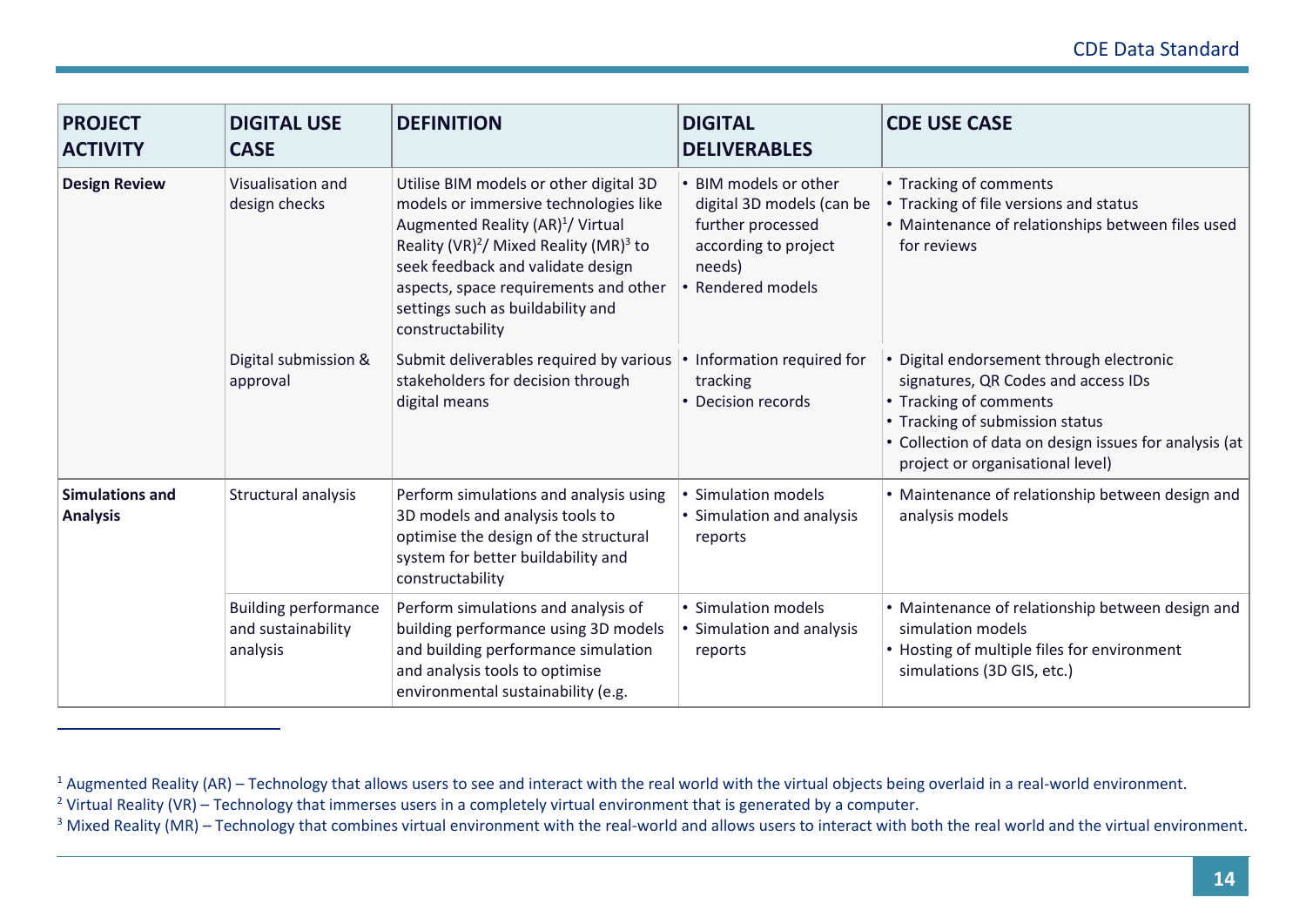| **PROJECT ACTIVITY** | **DIGITAL USE CASE** | **DEFINITION** | **DIGITAL DELIVERABLES** | **CDE USE CASE** |
|---|---|---|---|---|
| **Design Review** | Visualisation and design checks | Utilise BIM models or other digital 3D models or immersive technologies like Augmented Reality (AR)[1]/ Virtual Reality (VR)[2]/ Mixed Reality (MR)[3] to seek feedback and validate design aspects, space requirements and other settings such as buildability and constructability | • BIM models or other digital 3D models (can be further processed according to project needs)<br>• Rendered models | • Tracking of comments<br>• Tracking of file versions and status<br>• Maintenance of relationships between files used for reviews |
| | Digital submission & approval | Submit deliverables required by various stakeholders for decision through digital means | • Information required for tracking<br>• Decision records | • Digital endorsement through electronic signatures, QR Codes and access IDs<br>• Tracking of comments<br>• Tracking of submission status<br>• Collection of data on design issues for analysis (at project or organisational level) |
| **Simulations and Analysis** | Structural analysis | Perform simulations and analysis using 3D models and analysis tools to optimise the design of the structural system for better buildability and constructability | • Simulation models<br>• Simulation and analysis reports | • Maintenance of relationship between design and analysis models |
| | Building performance and sustainability analysis | Perform simulations and analysis of building performance using 3D models and building performance simulation and analysis tools to optimise environmental sustainability (e.g. | • Simulation models<br>• Simulation and analysis reports | • Maintenance of relationship between design and simulation models<br>• Hosting of multiple files for environment simulations (3D GIS, etc.) |

[1] Augmented Reality (AR) – Technology that allows users to see and interact with the real world with the virtual objects being overlaid in a real-world environment.

[2] Virtual Reality (VR) – Technology that immerses users in a completely virtual environment that is generated by a computer.

[3] Mixed Reality (MR) – Technology that combines virtual environment with the real-world and allows users to interact with both the real world and the virtual environment.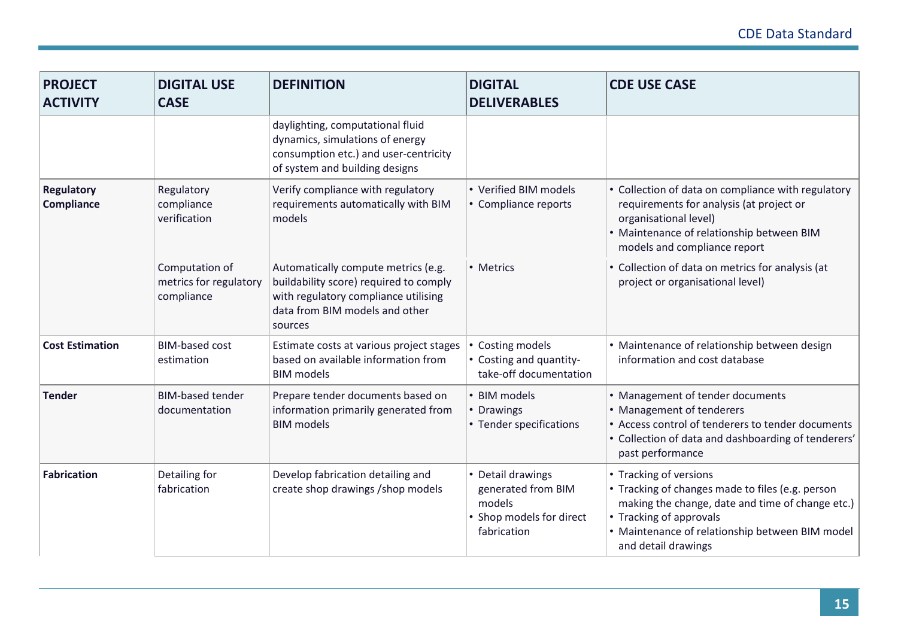| PROJECT ACTIVITY | DIGITAL USE CASE | DEFINITION | DIGITAL DELIVERABLES | CDE USE CASE |
|---|---|---|---|---|
| | | daylighting, computational fluid dynamics, simulations of energy consumption etc.) and user-centricity of system and building designs | | |
| **Regulatory Compliance** | Regulatory compliance verification | Verify compliance with regulatory requirements automatically with BIM models | • Verified BIM models<br>• Compliance reports | • Collection of data on compliance with regulatory requirements for analysis (at project or organisational level)<br>• Maintenance of relationship between BIM models and compliance report |
| | Computation of metrics for regulatory compliance | Automatically compute metrics (e.g. buildability score) required to comply with regulatory compliance utilising data from BIM models and other sources | • Metrics | • Collection of data on metrics for analysis (at project or organisational level) |
| **Cost Estimation** | BIM-based cost estimation | Estimate costs at various project stages based on available information from BIM models | • Costing models<br>• Costing and quantity-take-off documentation | • Maintenance of relationship between design information and cost database |
| **Tender** | BIM-based tender documentation | Prepare tender documents based on information primarily generated from BIM models | • BIM models<br>• Drawings<br>• Tender specifications | • Management of tender documents<br>• Management of tenderers<br>• Access control of tenderers to tender documents<br>• Collection of data and dashboarding of tenderers' past performance |
| **Fabrication** | Detailing for fabrication | Develop fabrication detailing and create shop drawings /shop models | • Detail drawings generated from BIM models<br>• Shop models for direct fabrication | • Tracking of versions<br>• Tracking of changes made to files (e.g. person making the change, date and time of change etc.)<br>• Tracking of approvals<br>• Maintenance of relationship between BIM model and detail drawings |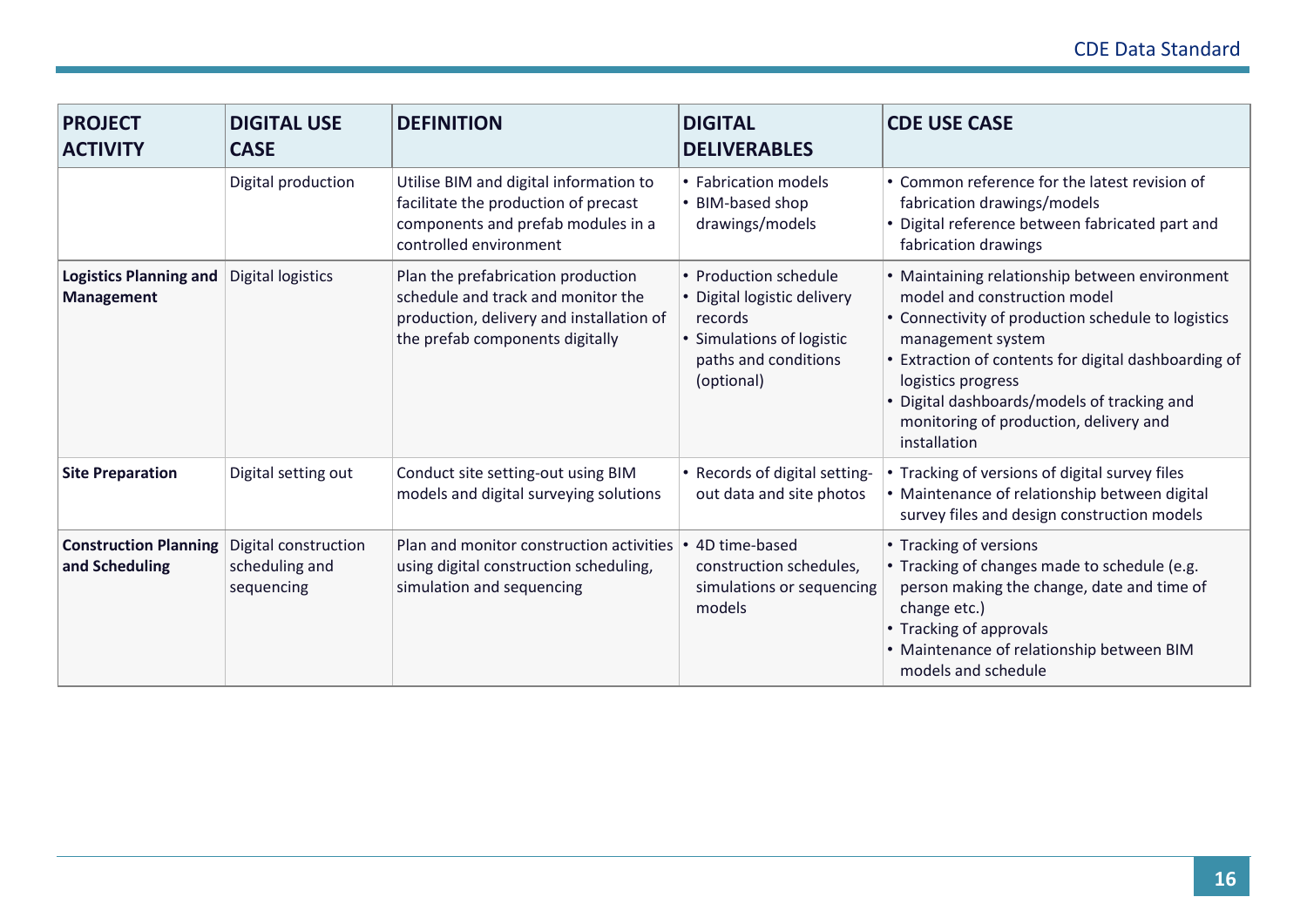| PROJECT ACTIVITY | DIGITAL USE CASE | DEFINITION | DIGITAL DELIVERABLES | CDE USE CASE |
|---|---|---|---|---|
| | Digital production | Utilise BIM and digital information to facilitate the production of precast components and prefab modules in a controlled environment | • Fabrication models<br>• BIM-based shop drawings/models | • Common reference for the latest revision of fabrication drawings/models<br>• Digital reference between fabricated part and fabrication drawings |
| **Logistics Planning and Management** | Digital logistics | Plan the prefabrication production schedule and track and monitor the production, delivery and installation of the prefab components digitally | • Production schedule<br>• Digital logistic delivery records<br>• Simulations of logistic paths and conditions (optional) | • Maintaining relationship between environment model and construction model<br>• Connectivity of production schedule to logistics management system<br>• Extraction of contents for digital dashboarding of logistics progress<br>• Digital dashboards/models of tracking and monitoring of production, delivery and installation |
| **Site Preparation** | Digital setting out | Conduct site setting-out using BIM models and digital surveying solutions | • Records of digital setting-out data and site photos | • Tracking of versions of digital survey files<br>• Maintenance of relationship between digital survey files and design construction models |
| **Construction Planning and Scheduling** | Digital construction scheduling and sequencing | Plan and monitor construction activities using digital construction scheduling, simulation and sequencing | • 4D time-based construction schedules, simulations or sequencing models | • Tracking of versions<br>• Tracking of changes made to schedule (e.g. person making the change, date and time of change etc.)<br>• Tracking of approvals<br>• Maintenance of relationship between BIM models and schedule |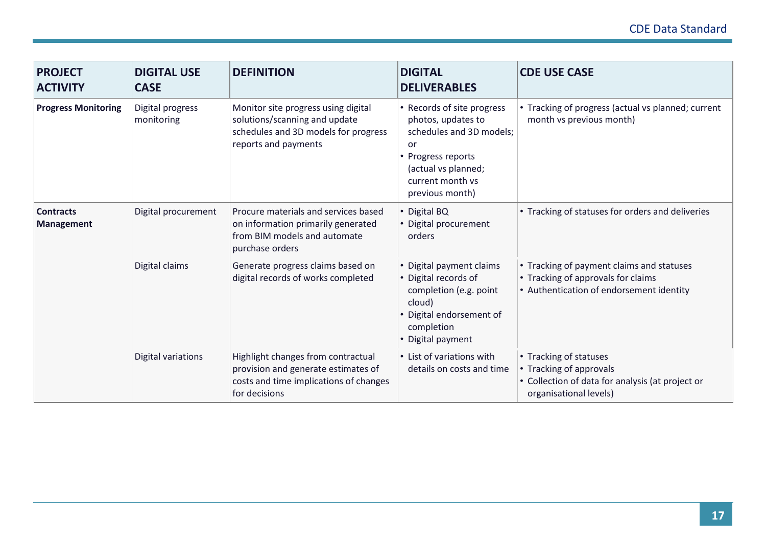| PROJECT ACTIVITY | DIGITAL USE CASE | DEFINITION | DIGITAL DELIVERABLES | CDE USE CASE |
|---|---|---|---|---|
| **Progress Monitoring** | Digital progress monitoring | Monitor site progress using digital solutions/scanning and update schedules and 3D models for progress reports and payments | • Records of site progress photos, updates to schedules and 3D models; or<br>• Progress reports (actual vs planned; current month vs previous month) | • Tracking of progress (actual vs planned; current month vs previous month) |
| **Contracts Management** | Digital procurement | Procure materials and services based on information primarily generated from BIM models and automate purchase orders | • Digital BQ<br>• Digital procurement orders | • Tracking of statuses for orders and deliveries |
| | Digital claims | Generate progress claims based on digital records of works completed | • Digital payment claims<br>• Digital records of completion (e.g. point cloud)<br>• Digital endorsement of completion<br>• Digital payment | • Tracking of payment claims and statuses<br>• Tracking of approvals for claims<br>• Authentication of endorsement identity |
| | Digital variations | Highlight changes from contractual provision and generate estimates of costs and time implications of changes for decisions | • List of variations with details on costs and time | • Tracking of statuses<br>• Tracking of approvals<br>• Collection of data for analysis (at project or organisational levels) |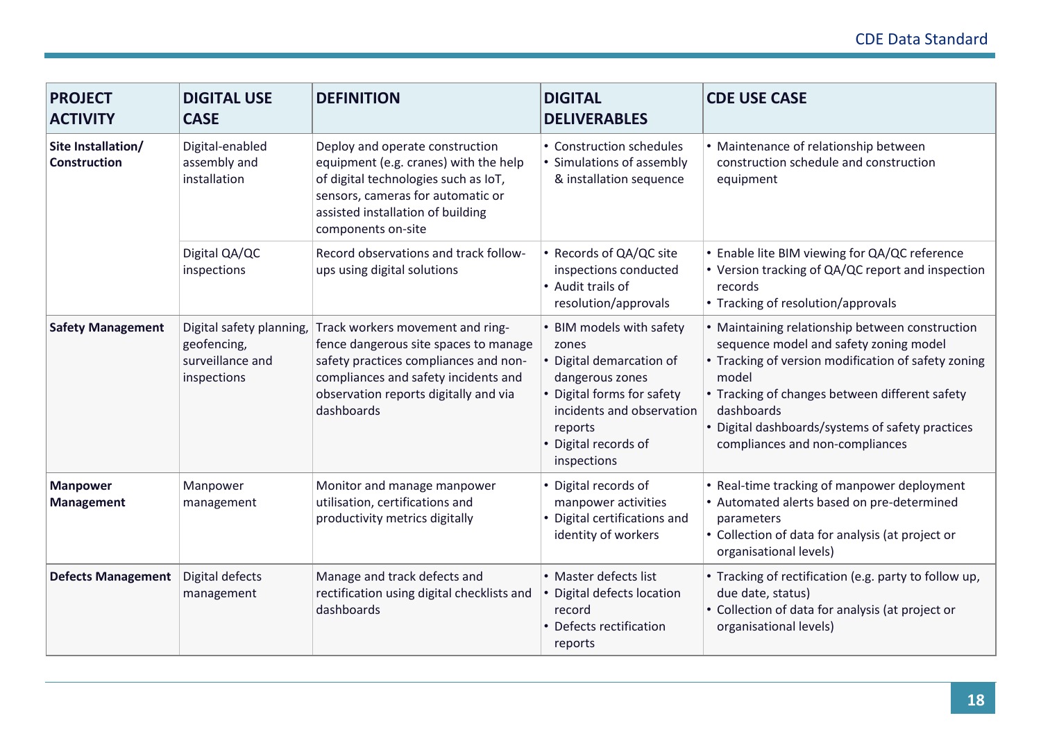| PROJECT ACTIVITY | DIGITAL USE CASE | DEFINITION | DIGITAL DELIVERABLES | CDE USE CASE |
|---|---|---|---|---|
| **Site Installation/ Construction** | Digital-enabled assembly and installation | Deploy and operate construction equipment (e.g. cranes) with the help of digital technologies such as IoT, sensors, cameras for automatic or assisted installation of building components on-site | • Construction schedules<br>• Simulations of assembly & installation sequence | • Maintenance of relationship between construction schedule and construction equipment |
| | Digital QA/QC inspections | Record observations and track follow-ups using digital solutions | • Records of QA/QC site inspections conducted<br>• Audit trails of resolution/approvals | • Enable lite BIM viewing for QA/QC reference<br>• Version tracking of QA/QC report and inspection records<br>• Tracking of resolution/approvals |
| **Safety Management** | Digital safety planning, geofencing, surveillance and inspections | Track workers movement and ring-fence dangerous site spaces to manage safety practices compliances and non-compliances and safety incidents and observation reports digitally and via dashboards | • BIM models with safety zones<br>• Digital demarcation of dangerous zones<br>• Digital forms for safety incidents and observation reports<br>• Digital records of inspections | • Maintaining relationship between construction sequence model and safety zoning model<br>• Tracking of version modification of safety zoning model<br>• Tracking of changes between different safety dashboards<br>• Digital dashboards/systems of safety practices compliances and non-compliances |
| **Manpower Management** | Manpower management | Monitor and manage manpower utilisation, certifications and productivity metrics digitally | • Digital records of manpower activities<br>• Digital certifications and identity of workers | • Real-time tracking of manpower deployment<br>• Automated alerts based on pre-determined parameters<br>• Collection of data for analysis (at project or organisational levels) |
| **Defects Management** | Digital defects management | Manage and track defects and rectification using digital checklists and dashboards | • Master defects list<br>• Digital defects location record<br>• Defects rectification reports | • Tracking of rectification (e.g. party to follow up, due date, status)<br>• Collection of data for analysis (at project or organisational levels) |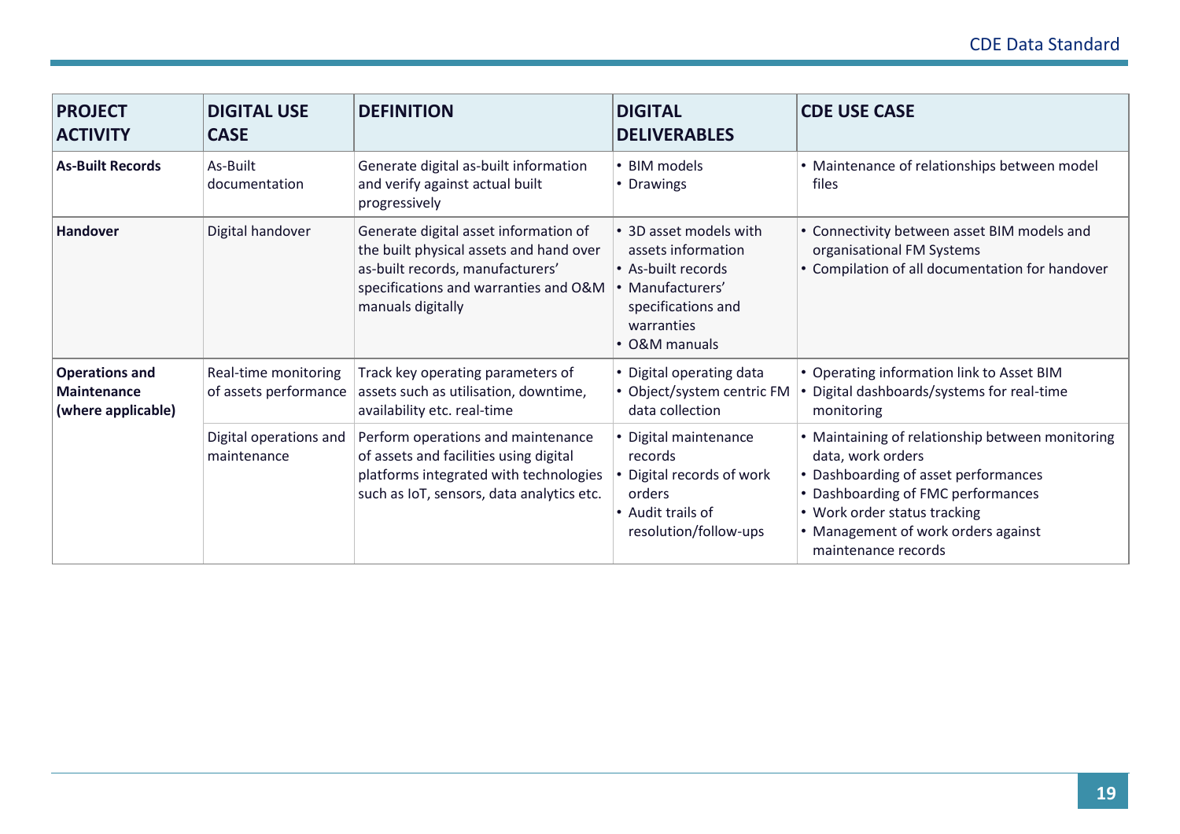| PROJECT ACTIVITY | DIGITAL USE CASE | DEFINITION | DIGITAL DELIVERABLES | CDE USE CASE |
|---|---|---|---|---|
| **As-Built Records** | As-Built documentation | Generate digital as-built information and verify against actual built progressively | • BIM models<br>• Drawings | • Maintenance of relationships between model files |
| **Handover** | Digital handover | Generate digital asset information of the built physical assets and hand over as-built records, manufacturers' specifications and warranties and O&M manuals digitally | • 3D asset models with assets information<br>• As-built records<br>• Manufacturers' specifications and warranties<br>• O&M manuals | • Connectivity between asset BIM models and organisational FM Systems<br>• Compilation of all documentation for handover |
| **Operations and Maintenance (where applicable)** | Real-time monitoring of assets performance | Track key operating parameters of assets such as utilisation, downtime, availability etc. real-time | • Digital operating data<br>• Object/system centric FM data collection | • Operating information link to Asset BIM<br>• Digital dashboards/systems for real-time monitoring |
| | Digital operations and maintenance | Perform operations and maintenance of assets and facilities using digital platforms integrated with technologies such as IoT, sensors, data analytics etc. | • Digital maintenance records<br>• Digital records of work orders<br>• Audit trails of resolution/follow-ups | • Maintaining of relationship between monitoring data, work orders<br>• Dashboarding of asset performances<br>• Dashboarding of FMC performances<br>• Work order status tracking<br>• Management of work orders against maintenance records |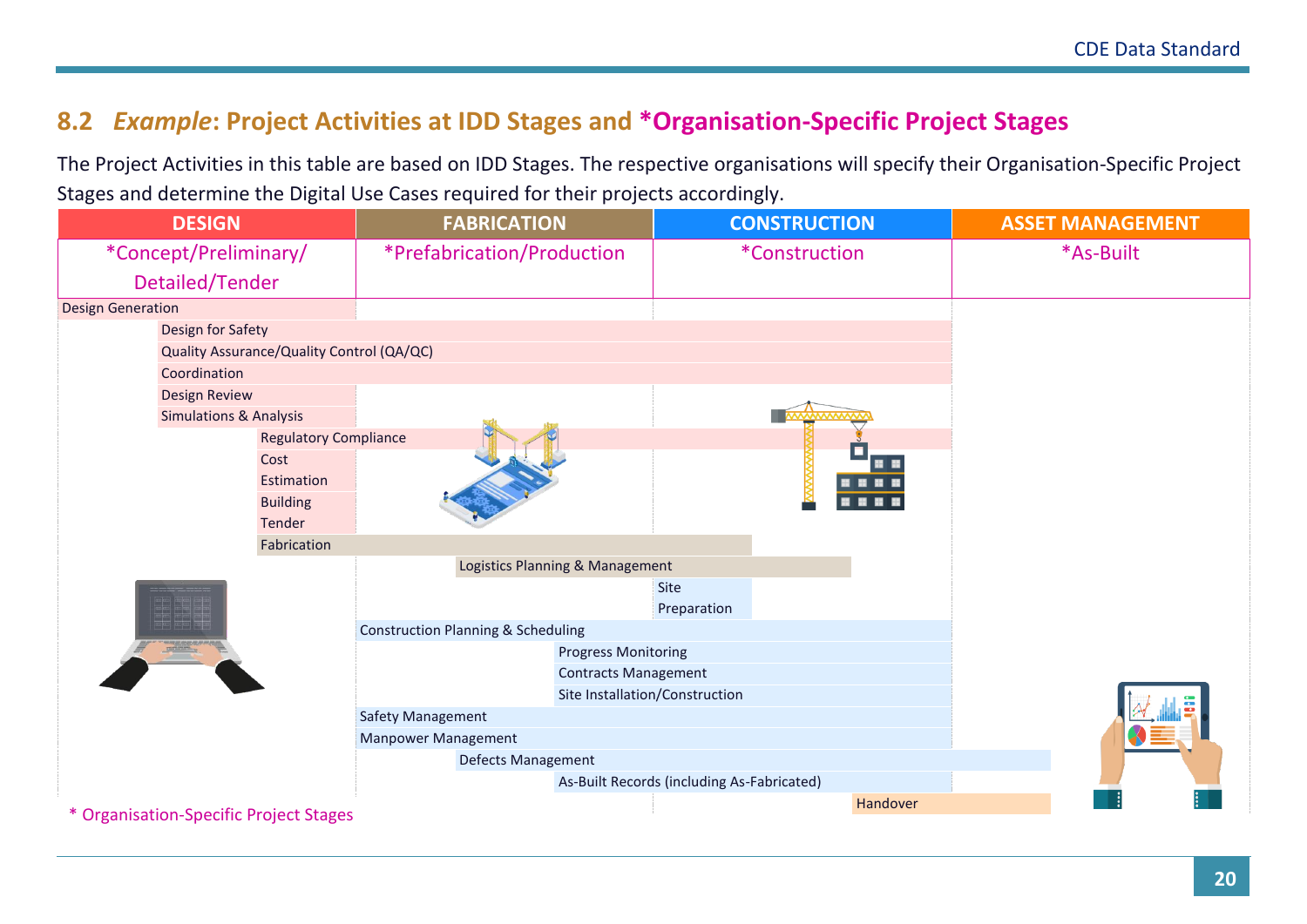## 8.2 *Example*: Project Activities at IDD Stages and *Organisation-Specific Project Stages

The Project Activities in this table are based on IDD Stages. The respective organisations will specify their Organisation-Specific Project Stages and determine the Digital Use Cases required for their projects accordingly.

| DESIGN | FABRICATION | CONSTRUCTION | ASSET MANAGEMENT |
|---|---|---|---|
| *Concept/Preliminary/ Detailed/Tender | *Prefabrication/Production | *Construction | *As-Built |

- Design Generation
- Design for Safety
- Quality Assurance/Quality Control (QA/QC)
- Coordination
- Design Review
- Simulations & Analysis
- Regulatory Compliance
- Cost Estimation
- Building Tender
- Fabrication
- Logistics Planning & Management
- Site Preparation
- Construction Planning & Scheduling
- Progress Monitoring
- Contracts Management
- Site Installation/Construction
- Safety Management
- Manpower Management
- Defects Management
- As-Built Records (including As-Fabricated)
- Handover

\* Organisation-Specific Project Stages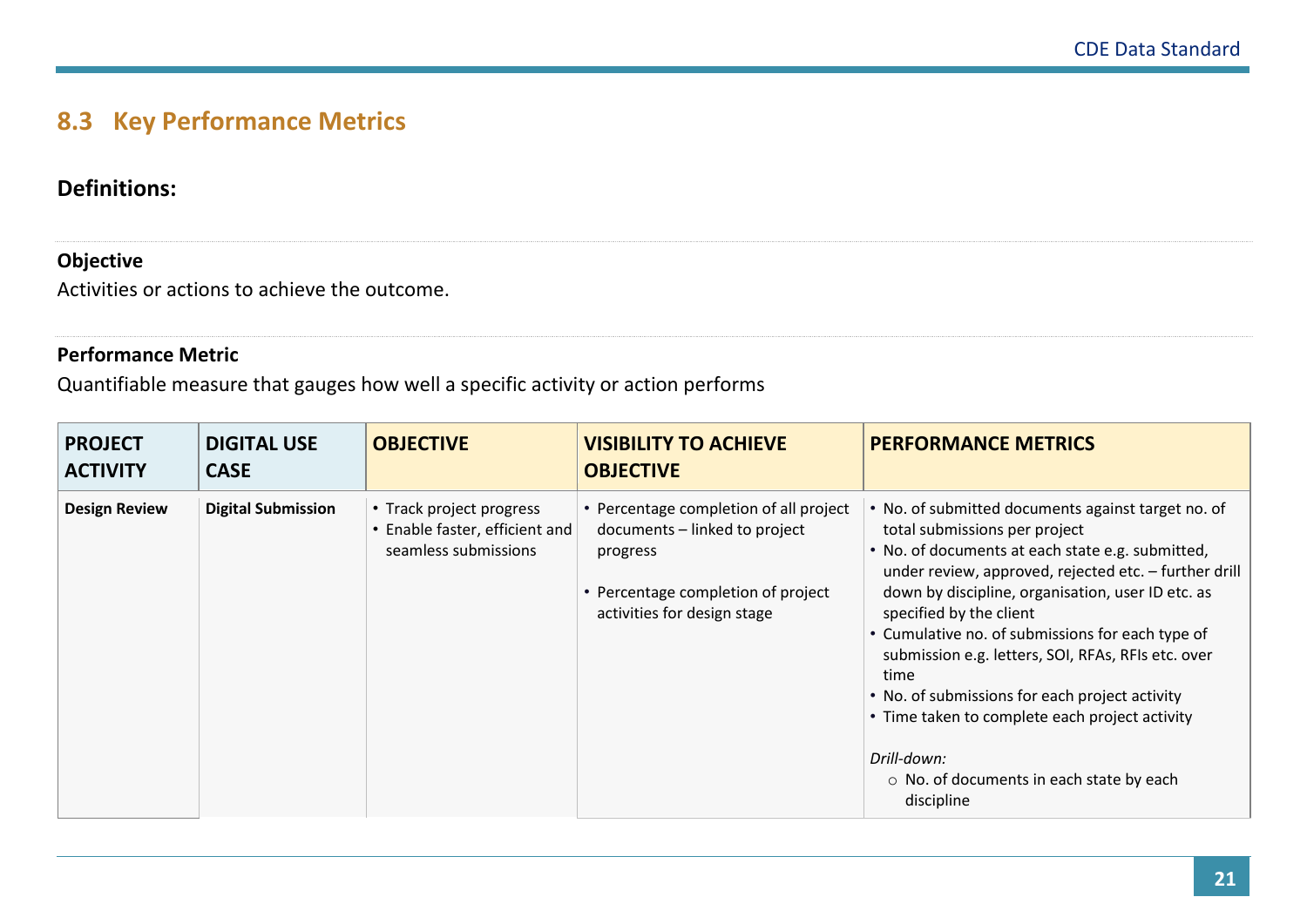## 8.3 Key Performance Metrics

### Definitions:

**Objective**

Activities or actions to achieve the outcome.

**Performance Metric**

Quantifiable measure that gauges how well a specific activity or action performs

| PROJECT ACTIVITY | DIGITAL USE CASE | OBJECTIVE | VISIBILITY TO ACHIEVE OBJECTIVE | PERFORMANCE METRICS |
|---|---|---|---|---|
| **Design Review** | **Digital Submission** | • Track project progress<br>• Enable faster, efficient and seamless submissions | • Percentage completion of all project documents – linked to project progress<br><br>• Percentage completion of project activities for design stage | • No. of submitted documents against target no. of total submissions per project<br>• No. of documents at each state e.g. submitted, under review, approved, rejected etc. – further drill down by discipline, organisation, user ID etc. as specified by the client<br>• Cumulative no. of submissions for each type of submission e.g. letters, SOI, RFAs, RFIs etc. over time<br>• No. of submissions for each project activity<br>• Time taken to complete each project activity<br><br>*Drill-down:*<br>○ No. of documents in each state by each discipline |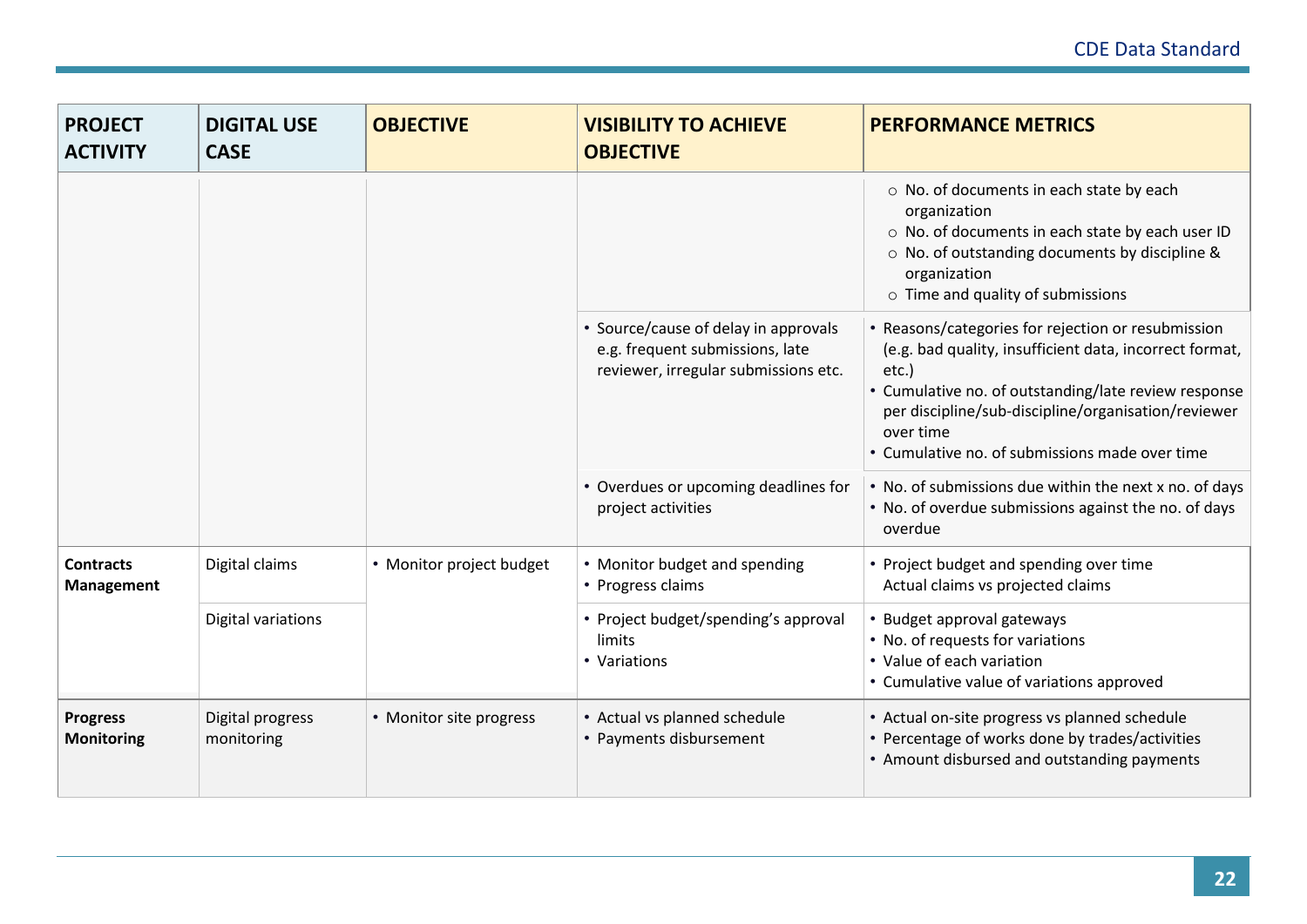| PROJECT ACTIVITY | DIGITAL USE CASE | OBJECTIVE | VISIBILITY TO ACHIEVE OBJECTIVE | PERFORMANCE METRICS |
|---|---|---|---|---|
| | | | | ○ No. of documents in each state by each organization<br>○ No. of documents in each state by each user ID<br>○ No. of outstanding documents by discipline & organization<br>○ Time and quality of submissions |
| | | | • Source/cause of delay in approvals e.g. frequent submissions, late reviewer, irregular submissions etc. | • Reasons/categories for rejection or resubmission (e.g. bad quality, insufficient data, incorrect format, etc.)<br>• Cumulative no. of outstanding/late review response per discipline/sub-discipline/organisation/reviewer over time<br>• Cumulative no. of submissions made over time |
| | | | • Overdues or upcoming deadlines for project activities | • No. of submissions due within the next x no. of days<br>• No. of overdue submissions against the no. of days overdue |
| **Contracts Management** | Digital claims | • Monitor project budget | • Monitor budget and spending<br>• Progress claims | • Project budget and spending over time Actual claims vs projected claims |
| | Digital variations | | • Project budget/spending's approval limits<br>• Variations | • Budget approval gateways<br>• No. of requests for variations<br>• Value of each variation<br>• Cumulative value of variations approved |
| **Progress Monitoring** | Digital progress monitoring | • Monitor site progress | • Actual vs planned schedule<br>• Payments disbursement | • Actual on-site progress vs planned schedule<br>• Percentage of works done by trades/activities<br>• Amount disbursed and outstanding payments |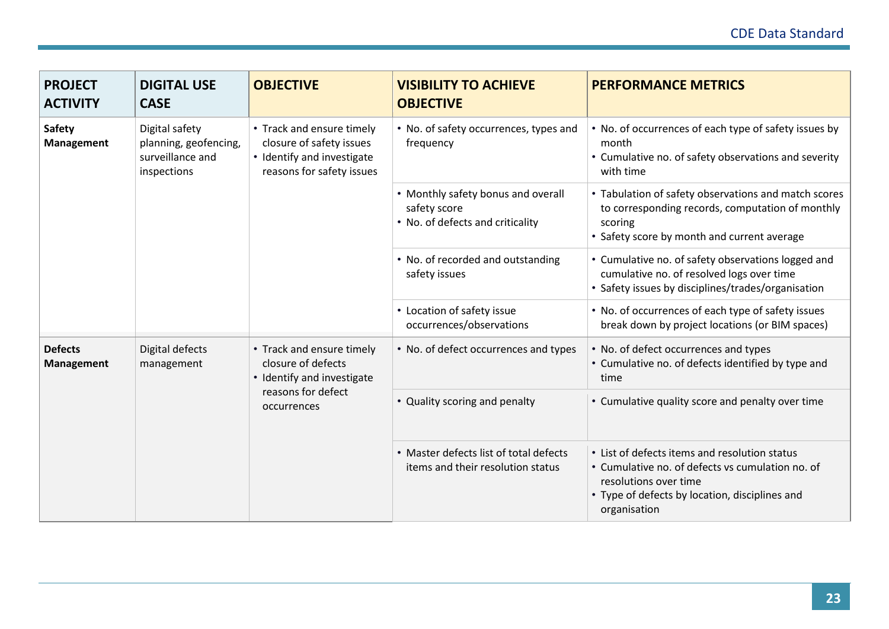| PROJECT ACTIVITY | DIGITAL USE CASE | OBJECTIVE | VISIBILITY TO ACHIEVE OBJECTIVE | PERFORMANCE METRICS |
|---|---|---|---|---|
| **Safety Management** | Digital safety planning, geofencing, surveillance and inspections | • Track and ensure timely closure of safety issues<br>• Identify and investigate reasons for safety issues | • No. of safety occurrences, types and frequency | • No. of occurrences of each type of safety issues by month<br>• Cumulative no. of safety observations and severity with time |
| | | | • Monthly safety bonus and overall safety score<br>• No. of defects and criticality | • Tabulation of safety observations and match scores to corresponding records, computation of monthly scoring<br>• Safety score by month and current average |
| | | | • No. of recorded and outstanding safety issues | • Cumulative no. of safety observations logged and cumulative no. of resolved logs over time<br>• Safety issues by disciplines/trades/organisation |
| | | | • Location of safety issue occurrences/observations | • No. of occurrences of each type of safety issues break down by project locations (or BIM spaces) |
| **Defects Management** | Digital defects management | • Track and ensure timely closure of defects<br>• Identify and investigate reasons for defect occurrences | • No. of defect occurrences and types | • No. of defect occurrences and types<br>• Cumulative no. of defects identified by type and time |
| | | | • Quality scoring and penalty | • Cumulative quality score and penalty over time |
| | | | • Master defects list of total defects items and their resolution status | • List of defects items and resolution status<br>• Cumulative no. of defects vs cumulation no. of resolutions over time<br>• Type of defects by location, disciplines and organisation |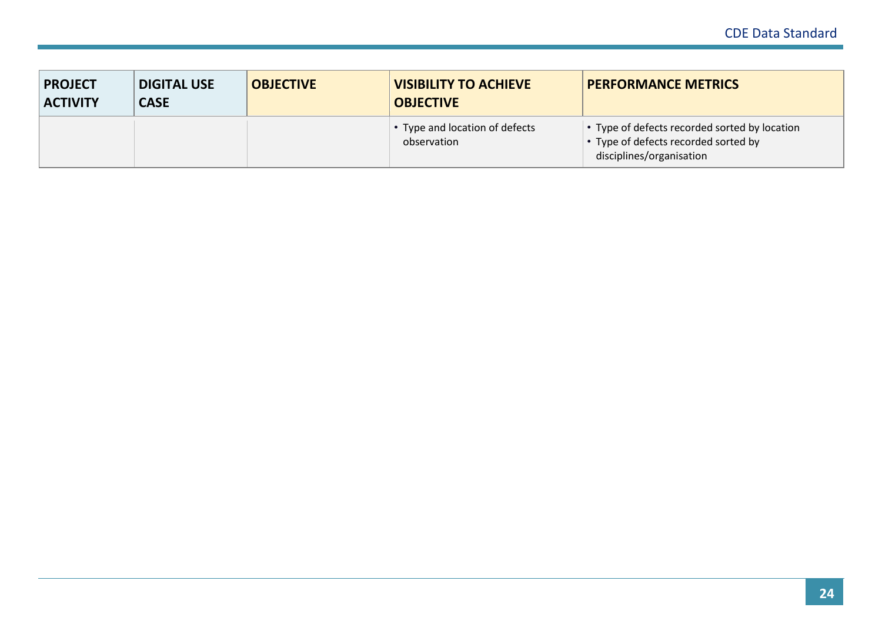| PROJECT ACTIVITY | DIGITAL USE CASE | OBJECTIVE | VISIBILITY TO ACHIEVE OBJECTIVE | PERFORMANCE METRICS |
|---|---|---|---|---|
| | | | • Type and location of defects observation | • Type of defects recorded sorted by location<br>• Type of defects recorded sorted by disciplines/organisation |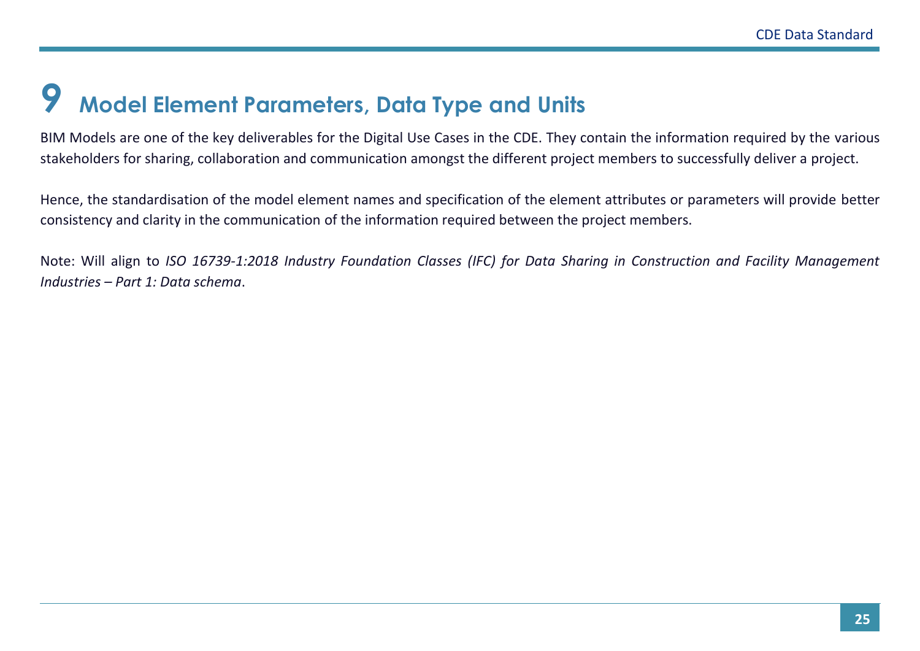# 9 Model Element Parameters, Data Type and Units

BIM Models are one of the key deliverables for the Digital Use Cases in the CDE. They contain the information required by the various stakeholders for sharing, collaboration and communication amongst the different project members to successfully deliver a project.

Hence, the standardisation of the model element names and specification of the element attributes or parameters will provide better consistency and clarity in the communication of the information required between the project members.

Note: Will align to *ISO 16739-1:2018 Industry Foundation Classes (IFC) for Data Sharing in Construction and Facility Management Industries – Part 1: Data schema*.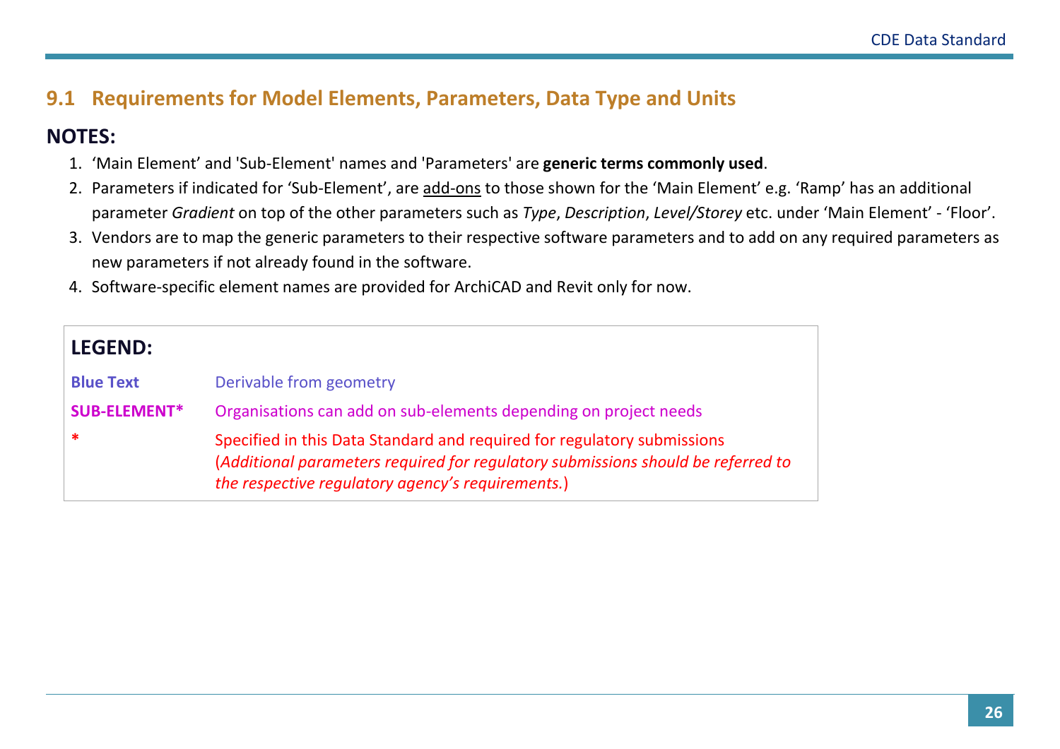## 9.1 Requirements for Model Elements, Parameters, Data Type and Units

**NOTES:**

1. 'Main Element' and 'Sub-Element' names and 'Parameters' are **generic terms commonly used**.
2. Parameters if indicated for 'Sub-Element', are add-ons to those shown for the 'Main Element' e.g. 'Ramp' has an additional parameter *Gradient* on top of the other parameters such as *Type*, *Description*, *Level/Storey* etc. under 'Main Element' - 'Floor'.
3. Vendors are to map the generic parameters to their respective software parameters and to add on any required parameters as new parameters if not already found in the software.
4. Software-specific element names are provided for ArchiCAD and Revit only for now.

| **LEGEND:** | |
|---|---|
| **Blue Text** | Derivable from geometry |
| **SUB-ELEMENT*** | Organisations can add on sub-elements depending on project needs |
| * | Specified in this Data Standard and required for regulatory submissions (*Additional parameters required for regulatory submissions should be referred to the respective regulatory agency's requirements.*) |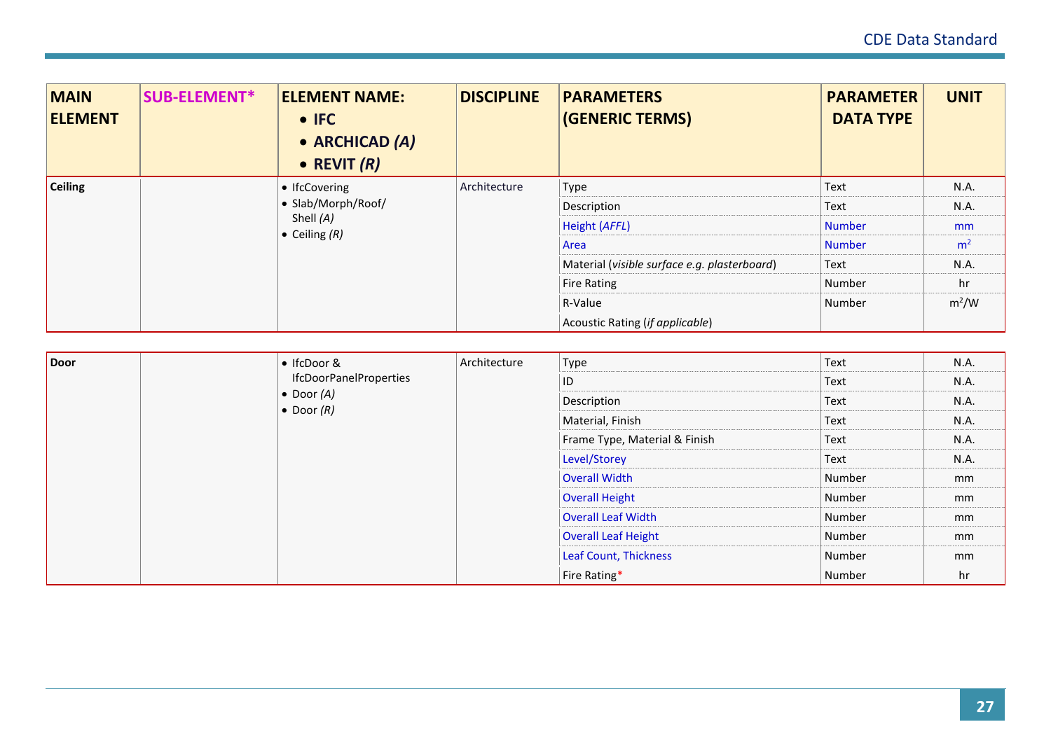| MAIN ELEMENT | SUB-ELEMENT* | ELEMENT NAME: • IFC • ARCHICAD *(A)* • REVIT *(R)* | DISCIPLINE | PARAMETERS (GENERIC TERMS) | PARAMETER DATA TYPE | UNIT |
|---|---|---|---|---|---|---|
| **Ceiling** | | • IfcCovering • Slab/Morph/Roof/ Shell *(A)* • Ceiling *(R)* | Architecture | Type | Text | N.A. |
| | | | | Description | Text | N.A. |
| | | | | Height (*AFFL*) | Number | mm |
| | | | | Area | Number | $m^2$ |
| | | | | Material (*visible surface e.g. plasterboard*) | Text | N.A. |
| | | | | Fire Rating | Number | hr |
| | | | | R-Value | Number | $m^2/W$ |
| | | | | Acoustic Rating (*if applicable*) | | |

| MAIN ELEMENT | SUB-ELEMENT* | ELEMENT NAME: • IFC • ARCHICAD *(A)* • REVIT *(R)* | DISCIPLINE | PARAMETERS (GENERIC TERMS) | PARAMETER DATA TYPE | UNIT |
|---|---|---|---|---|---|---|
| **Door** | | • IfcDoor & IfcDoorPanelProperties • Door *(A)* • Door *(R)* | Architecture | Type | Text | N.A. |
| | | | | ID | Text | N.A. |
| | | | | Description | Text | N.A. |
| | | | | Material, Finish | Text | N.A. |
| | | | | Frame Type, Material & Finish | Text | N.A. |
| | | | | Level/Storey | Text | N.A. |
| | | | | Overall Width | Number | mm |
| | | | | Overall Height | Number | mm |
| | | | | Overall Leaf Width | Number | mm |
| | | | | Overall Leaf Height | Number | mm |
| | | | | Leaf Count, Thickness | Number | mm |
| | | | | Fire Rating* | Number | hr |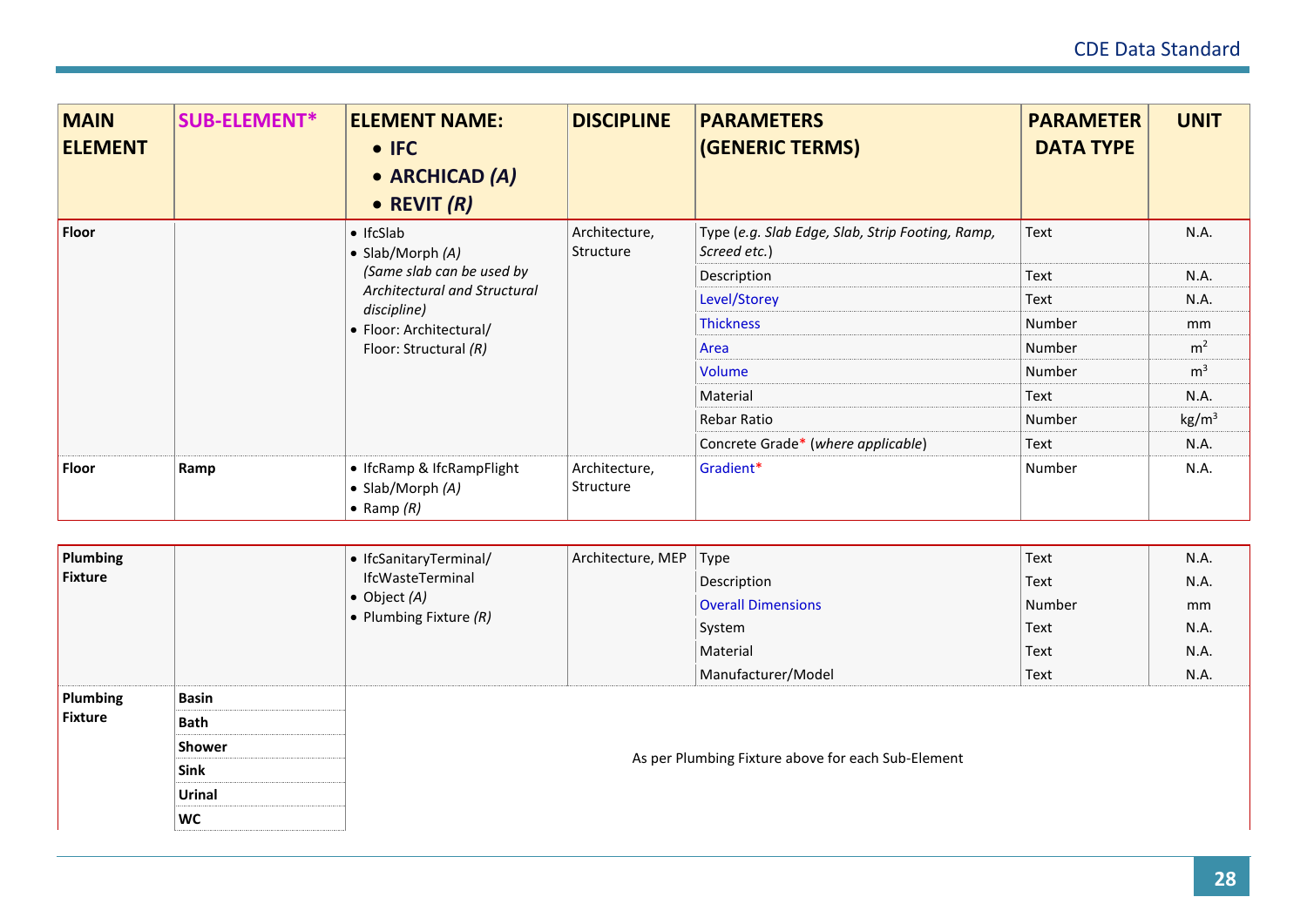| MAIN ELEMENT | SUB-ELEMENT* | ELEMENT NAME: • IFC • ARCHICAD *(A)* • REVIT *(R)* | DISCIPLINE | PARAMETERS (GENERIC TERMS) | PARAMETER DATA TYPE | UNIT |
|---|---|---|---|---|---|---|
| **Floor** | | • IfcSlab<br>• Slab/Morph *(A)*<br>*(Same slab can be used by Architectural and Structural discipline)*<br>• Floor: Architectural/ Floor: Structural *(R)* | Architecture, Structure | Type (*e.g. Slab Edge, Slab, Strip Footing, Ramp, Screed etc.*) | Text | N.A. |
| | | | | Description | Text | N.A. |
| | | | | Level/Storey | Text | N.A. |
| | | | | Thickness | Number | mm |
| | | | | Area | Number | $m^2$ |
| | | | | Volume | Number | $m^3$ |
| | | | | Material | Text | N.A. |
| | | | | Rebar Ratio | Number | $kg/m^3$ |
| | | | | Concrete Grade* (*where applicable*) | Text | N.A. |
| **Floor** | **Ramp** | • IfcRamp & IfcRampFlight<br>• Slab/Morph *(A)*<br>• Ramp *(R)* | Architecture, Structure | Gradient* | Number | N.A. |

| MAIN ELEMENT | SUB-ELEMENT* | ELEMENT NAME: • IFC • ARCHICAD *(A)* • REVIT *(R)* | DISCIPLINE | PARAMETERS (GENERIC TERMS) | PARAMETER DATA TYPE | UNIT |
|---|---|---|---|---|---|---|
| **Plumbing Fixture** | | • IfcSanitaryTerminal/ IfcWasteTerminal<br>• Object *(A)*<br>• Plumbing Fixture *(R)* | Architecture, MEP | Type | Text | N.A. |
| | | | | Description | Text | N.A. |
| | | | | Overall Dimensions | Number | mm |
| | | | | System | Text | N.A. |
| | | | | Material | Text | N.A. |
| | | | | Manufacturer/Model | Text | N.A. |
| **Plumbing Fixture** | **Basin** | As per Plumbing Fixture above for each Sub-Element | | | | |
| | **Bath** | | | | | |
| | **Shower** | | | | | |
| | **Sink** | | | | | |
| | **Urinal** | | | | | |
| | **WC** | | | | | |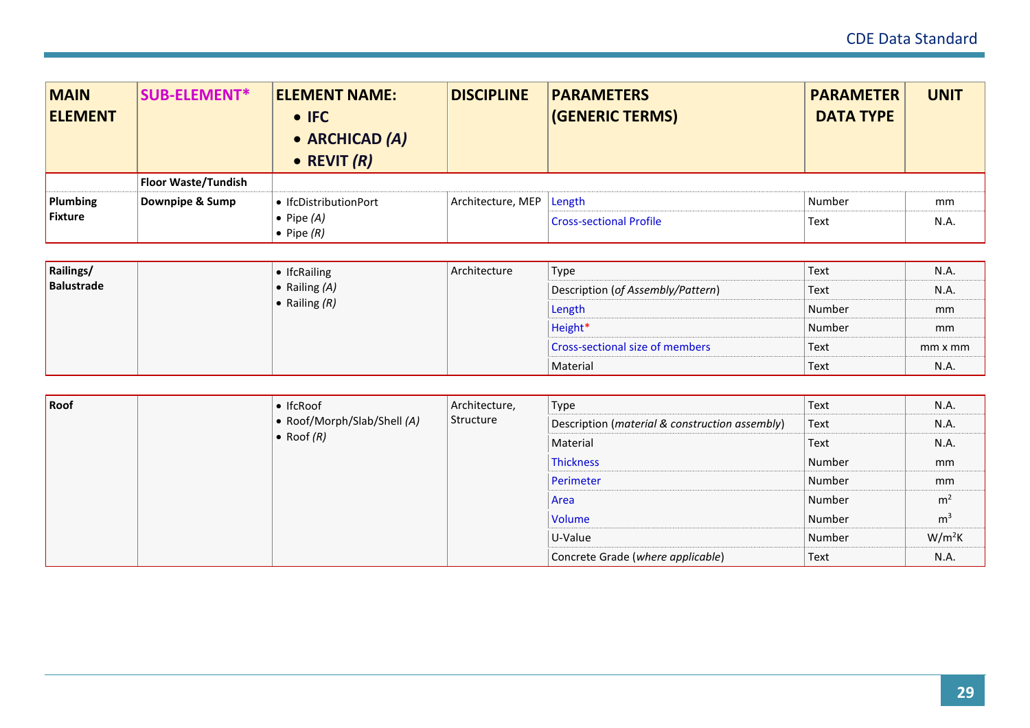| MAIN ELEMENT | SUB-ELEMENT* | ELEMENT NAME:<br>• IFC<br>• ARCHICAD *(A)*<br>• REVIT *(R)* | DISCIPLINE | PARAMETERS (GENERIC TERMS) | PARAMETER DATA TYPE | UNIT |
|---|---|---|---|---|---|---|
| | **Floor Waste/Tundish** | | | | | |
| **Plumbing Fixture** | **Downpipe & Sump** | • IfcDistributionPort<br>• Pipe *(A)*<br>• Pipe *(R)* | Architecture, MEP | Length | Number | mm |
| | | | | Cross-sectional Profile | Text | N.A. |

| MAIN ELEMENT | SUB-ELEMENT* | ELEMENT NAME | DISCIPLINE | PARAMETERS (GENERIC TERMS) | PARAMETER DATA TYPE | UNIT |
|---|---|---|---|---|---|---|
| **Railings/ Balustrade** | | • IfcRailing<br>• Railing *(A)*<br>• Railing *(R)* | Architecture | Type | Text | N.A. |
| | | | | Description (*of Assembly/Pattern*) | Text | N.A. |
| | | | | Length | Number | mm |
| | | | | Height* | Number | mm |
| | | | | Cross-sectional size of members | Text | mm x mm |
| | | | | Material | Text | N.A. |

| MAIN ELEMENT | SUB-ELEMENT* | ELEMENT NAME | DISCIPLINE | PARAMETERS (GENERIC TERMS) | PARAMETER DATA TYPE | UNIT |
|---|---|---|---|---|---|---|
| **Roof** | | • IfcRoof<br>• Roof/Morph/Slab/Shell *(A)*<br>• Roof *(R)* | Architecture, Structure | Type | Text | N.A. |
| | | | | Description (*material & construction assembly*) | Text | N.A. |
| | | | | Material | Text | N.A. |
| | | | | Thickness | Number | mm |
| | | | | Perimeter | Number | mm |
| | | | | Area | Number | $m^2$ |
| | | | | Volume | Number | $m^3$ |
| | | | | U-Value | Number | $W/m^2K$ |
| | | | | Concrete Grade (*where applicable*) | Text | N.A. |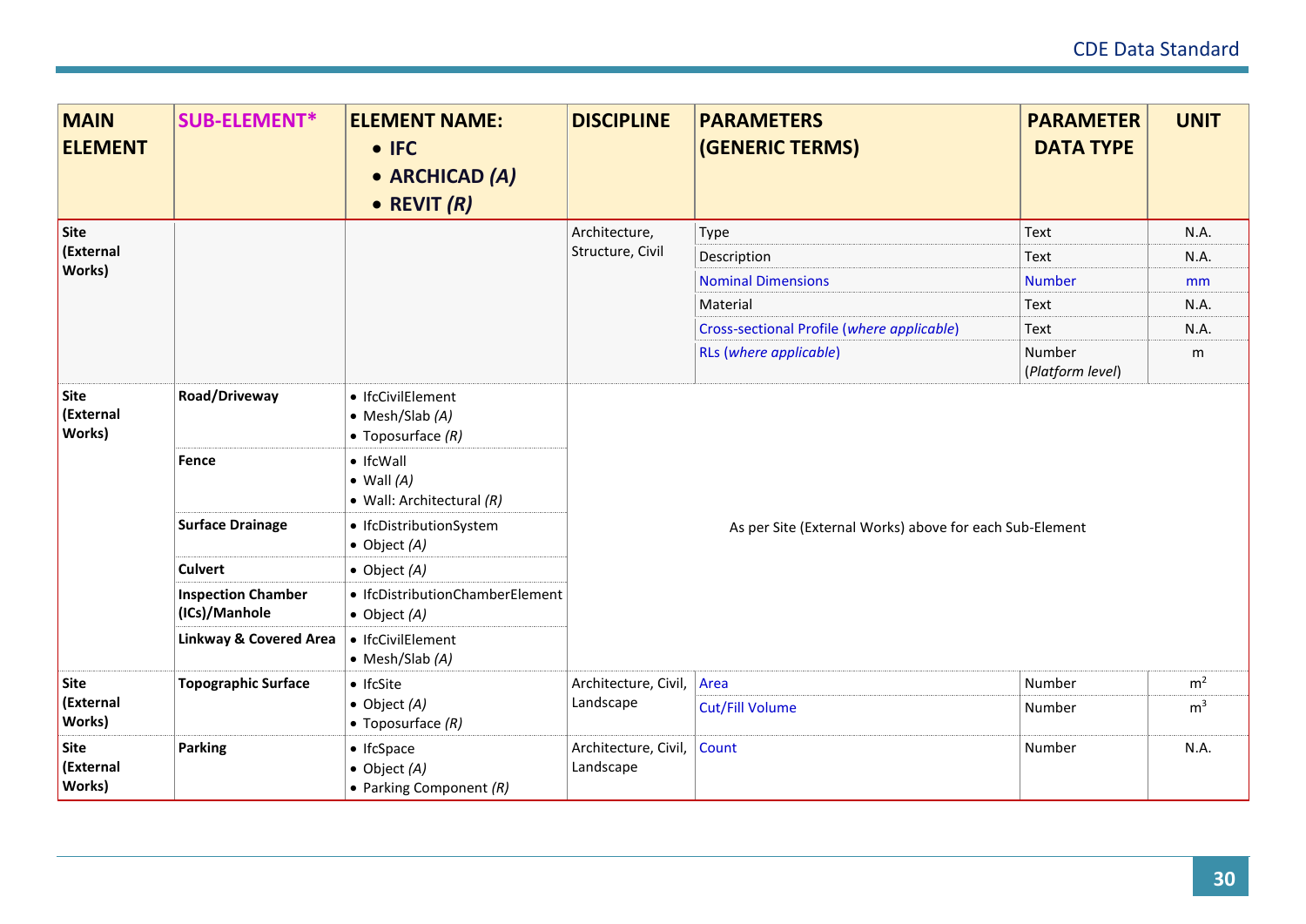| MAIN ELEMENT | SUB-ELEMENT* | ELEMENT NAME: • IFC • ARCHICAD *(A)* • REVIT *(R)* | DISCIPLINE | PARAMETERS (GENERIC TERMS) | PARAMETER DATA TYPE | UNIT |
|---|---|---|---|---|---|---|
| **Site (External Works)** | | | Architecture, Structure, Civil | Type | Text | N.A. |
| | | | | Description | Text | N.A. |
| | | | | Nominal Dimensions | Number | mm |
| | | | | Material | Text | N.A. |
| | | | | Cross-sectional Profile (*where applicable*) | Text | N.A. |
| | | | | RLs (*where applicable*) | Number (*Platform level*) | m |
| **Site (External Works)** | **Road/Driveway** | • IfcCivilElement • Mesh/Slab *(A)* • Toposurface *(R)* | As per Site (External Works) above for each Sub-Element | | | |
| | **Fence** | • IfcWall • Wall *(A)* • Wall: Architectural *(R)* | | | | |
| | **Surface Drainage** | • IfcDistributionSystem • Object *(A)* | | | | |
| | **Culvert** | • Object *(A)* | | | | |
| | **Inspection Chamber (ICs)/Manhole** | • IfcDistributionChamberElement • Object *(A)* | | | | |
| | **Linkway & Covered Area** | • IfcCivilElement • Mesh/Slab *(A)* | | | | |
| **Site (External Works)** | **Topographic Surface** | • IfcSite • Object *(A)* • Toposurface *(R)* | Architecture, Civil, Landscape | Area | Number | $m^2$ |
| | | | | Cut/Fill Volume | Number | $m^3$ |
| **Site (External Works)** | **Parking** | • IfcSpace • Object *(A)* • Parking Component *(R)* | Architecture, Civil, Landscape | Count | Number | N.A. |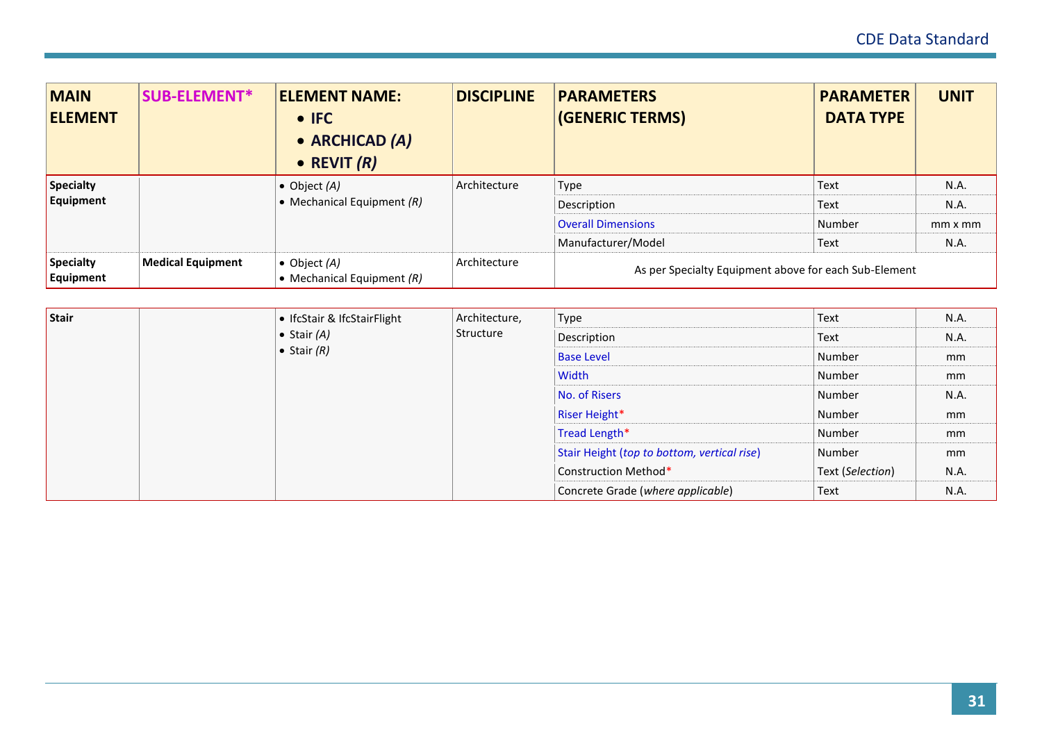| MAIN ELEMENT | SUB-ELEMENT* | ELEMENT NAME: <br>• IFC <br>• ARCHICAD *(A)* <br>• REVIT *(R)* | DISCIPLINE | PARAMETERS (GENERIC TERMS) | PARAMETER DATA TYPE | UNIT |
|---|---|---|---|---|---|---|
| **Specialty Equipment** | | • Object *(A)* <br>• Mechanical Equipment *(R)* | Architecture | Type | Text | N.A. |
| | | | | Description | Text | N.A. |
| | | | | Overall Dimensions | Number | mm x mm |
| | | | | Manufacturer/Model | Text | N.A. |
| **Specialty Equipment** | **Medical Equipment** | • Object *(A)* <br>• Mechanical Equipment *(R)* | Architecture | As per Specialty Equipment above for each Sub-Element | | |

| MAIN ELEMENT | SUB-ELEMENT* | ELEMENT NAME: <br>• IFC <br>• ARCHICAD *(A)* <br>• REVIT *(R)* | DISCIPLINE | PARAMETERS (GENERIC TERMS) | PARAMETER DATA TYPE | UNIT |
|---|---|---|---|---|---|---|
| **Stair** | | • IfcStair & IfcStairFlight <br>• Stair *(A)* <br>• Stair *(R)* | Architecture, Structure | Type | Text | N.A. |
| | | | | Description | Text | N.A. |
| | | | | Base Level | Number | mm |
| | | | | Width | Number | mm |
| | | | | No. of Risers | Number | N.A. |
| | | | | Riser Height* | Number | mm |
| | | | | Tread Length* | Number | mm |
| | | | | Stair Height (*top to bottom, vertical rise*) | Number | mm |
| | | | | Construction Method* | Text (*Selection*) | N.A. |
| | | | | Concrete Grade (*where applicable*) | Text | N.A. |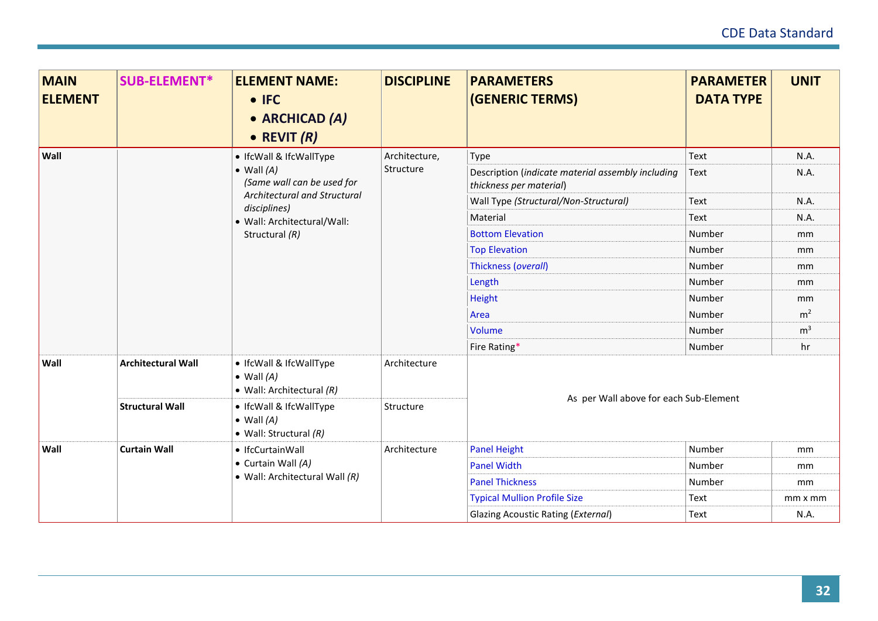| MAIN ELEMENT | SUB-ELEMENT* | ELEMENT NAME: • IFC • ARCHICAD *(A)* • REVIT *(R)* | DISCIPLINE | PARAMETERS (GENERIC TERMS) | PARAMETER DATA TYPE | UNIT |
|---|---|---|---|---|---|---|
| **Wall** | | • IfcWall & IfcWallType • Wall *(A)* *(Same wall can be used for Architectural and Structural disciplines)* • Wall: Architectural/Wall: Structural *(R)* | Architecture, Structure | Type | Text | N.A. |
| | | | | Description (*indicate material assembly including thickness per material*) | Text | N.A. |
| | | | | Wall Type *(Structural/Non-Structural)* | Text | N.A. |
| | | | | Material | Text | N.A. |
| | | | | Bottom Elevation | Number | mm |
| | | | | Top Elevation | Number | mm |
| | | | | Thickness (*overall*) | Number | mm |
| | | | | Length | Number | mm |
| | | | | Height | Number | mm |
| | | | | Area | Number | $m^2$ |
| | | | | Volume | Number | $m^3$ |
| | | | | Fire Rating* | Number | hr |
| **Wall** | **Architectural Wall** | • IfcWall & IfcWallType • Wall *(A)* • Wall: Architectural *(R)* | Architecture | As per Wall above for each Sub-Element | | |
| | **Structural Wall** | • IfcWall & IfcWallType • Wall *(A)* • Wall: Structural *(R)* | Structure | | | |
| **Wall** | **Curtain Wall** | • IfcCurtainWall • Curtain Wall *(A)* • Wall: Architectural Wall *(R)* | Architecture | Panel Height | Number | mm |
| | | | | Panel Width | Number | mm |
| | | | | Panel Thickness | Number | mm |
| | | | | Typical Mullion Profile Size | Text | mm x mm |
| | | | | Glazing Acoustic Rating (*External*) | Text | N.A. |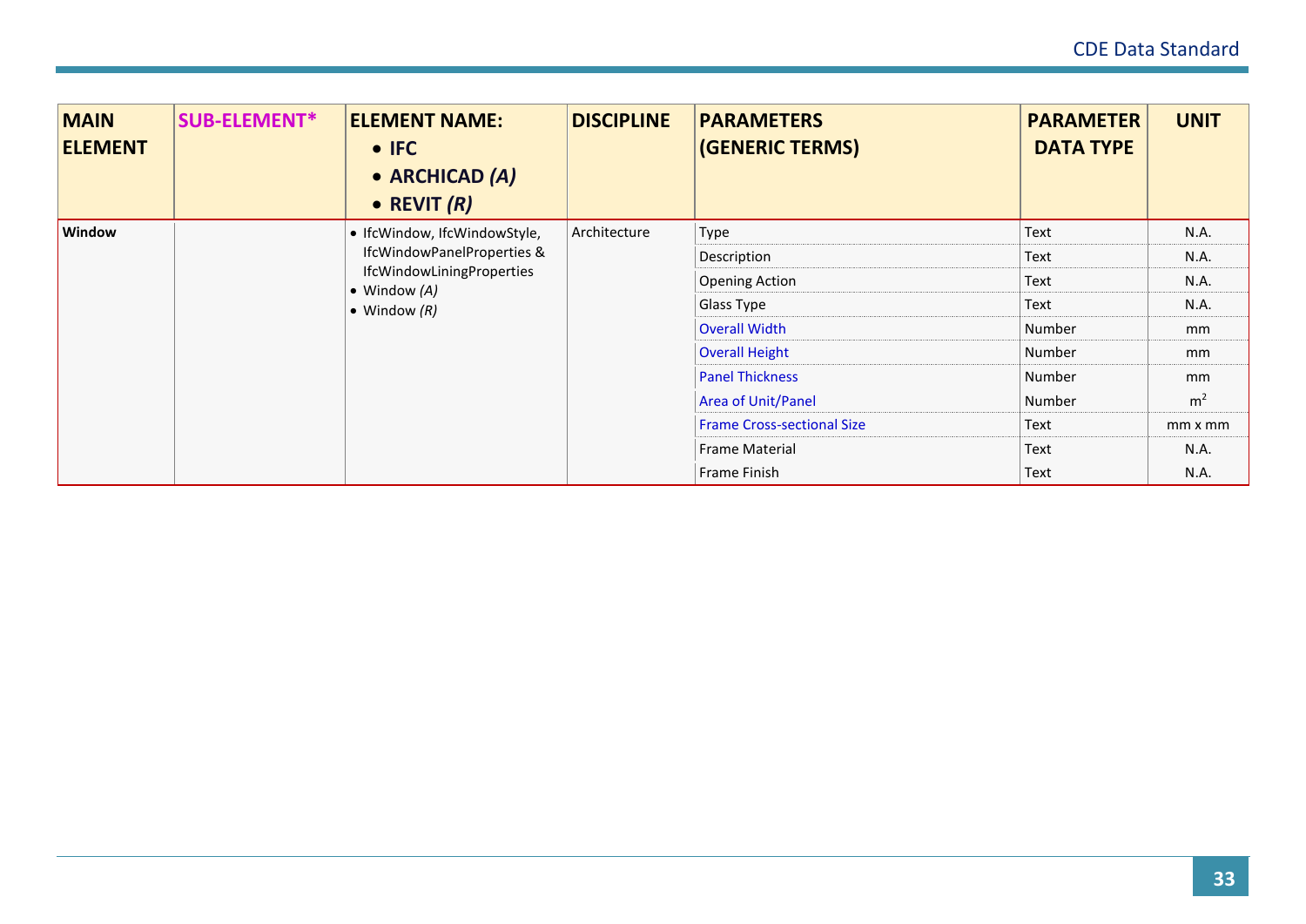| MAIN ELEMENT | SUB-ELEMENT* | ELEMENT NAME: • IFC • ARCHICAD *(A)* • REVIT *(R)* | DISCIPLINE | PARAMETERS (GENERIC TERMS) | PARAMETER DATA TYPE | UNIT |
|---|---|---|---|---|---|---|
| **Window** | | • IfcWindow, IfcWindowStyle, IfcWindowPanelProperties & IfcWindowLiningProperties<br>• Window *(A)*<br>• Window *(R)* | Architecture | Type | Text | N.A. |
| | | | | Description | Text | N.A. |
| | | | | Opening Action | Text | N.A. |
| | | | | Glass Type | Text | N.A. |
| | | | | Overall Width | Number | mm |
| | | | | Overall Height | Number | mm |
| | | | | Panel Thickness | Number | mm |
| | | | | Area of Unit/Panel | Number | $m^2$ |
| | | | | Frame Cross-sectional Size | Text | mm x mm |
| | | | | Frame Material | Text | N.A. |
| | | | | Frame Finish | Text | N.A. |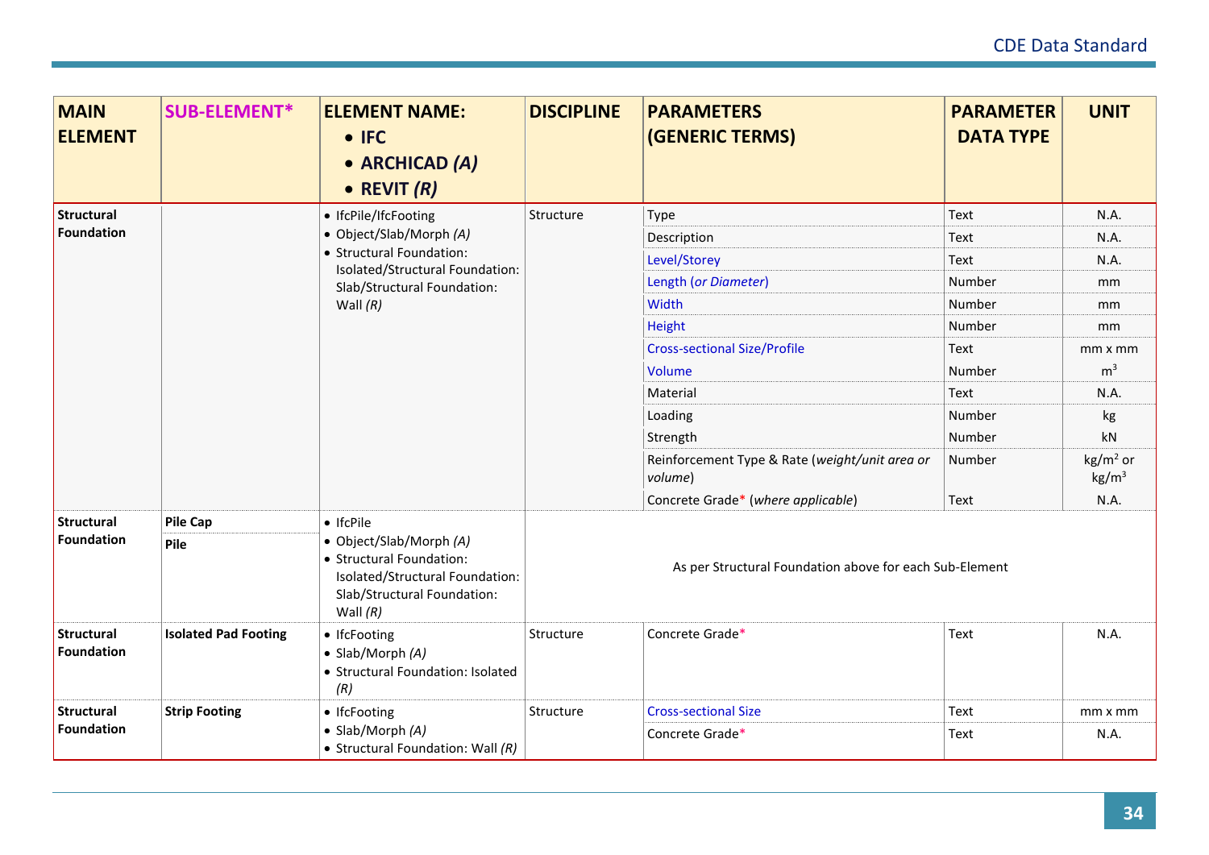| MAIN ELEMENT | SUB-ELEMENT* | ELEMENT NAME: • IFC • ARCHICAD *(A)* • REVIT *(R)* | DISCIPLINE | PARAMETERS (GENERIC TERMS) | PARAMETER DATA TYPE | UNIT |
|---|---|---|---|---|---|---|
| **Structural Foundation** | | • IfcPile/IfcFooting • Object/Slab/Morph *(A)* • Structural Foundation: Isolated/Structural Foundation: Slab/Structural Foundation: Wall *(R)* | Structure | Type | Text | N.A. |
| | | | | Description | Text | N.A. |
| | | | | Level/Storey | Text | N.A. |
| | | | | Length (*or Diameter*) | Number | mm |
| | | | | Width | Number | mm |
| | | | | Height | Number | mm |
| | | | | Cross-sectional Size/Profile | Text | mm x mm |
| | | | | Volume | Number | $m^3$ |
| | | | | Material | Text | N.A. |
| | | | | Loading | Number | kg |
| | | | | Strength | Number | kN |
| | | | | Reinforcement Type & Rate (*weight/unit area or volume*) | Number | $kg/m^2$ or $kg/m^3$ |
| | | | | Concrete Grade* (*where applicable*) | Text | N.A. |
| **Structural Foundation** | **Pile Cap** **Pile** | • IfcPile • Object/Slab/Morph *(A)* • Structural Foundation: Isolated/Structural Foundation: Slab/Structural Foundation: Wall *(R)* | As per Structural Foundation above for each Sub-Element | | | |
| **Structural Foundation** | **Isolated Pad Footing** | • IfcFooting • Slab/Morph *(A)* • Structural Foundation: Isolated *(R)* | Structure | Concrete Grade* | Text | N.A. |
| **Structural Foundation** | **Strip Footing** | • IfcFooting • Slab/Morph *(A)* • Structural Foundation: Wall *(R)* | Structure | Cross-sectional Size | Text | mm x mm |
| | | | | Concrete Grade* | Text | N.A. |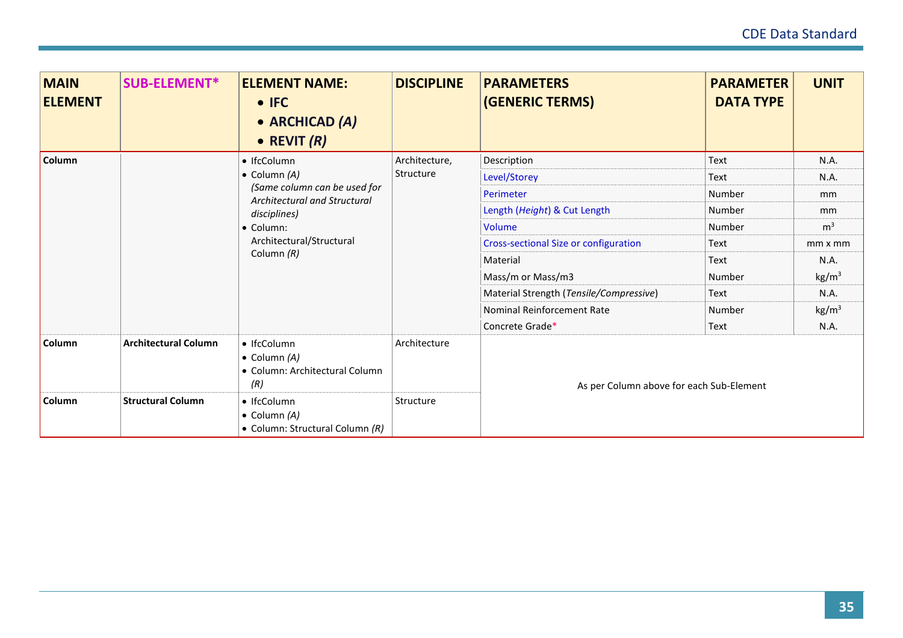| MAIN ELEMENT | SUB-ELEMENT* | ELEMENT NAME: • IFC • ARCHICAD *(A)* • REVIT *(R)* | DISCIPLINE | PARAMETERS (GENERIC TERMS) | PARAMETER DATA TYPE | UNIT |
|---|---|---|---|---|---|---|
| **Column** | | • IfcColumn • Column *(A)* *(Same column can be used for Architectural and Structural disciplines)* • Column: Architectural/Structural Column *(R)* | Architecture, Structure | Description | Text | N.A. |
| | | | | Level/Storey | Text | N.A. |
| | | | | Perimeter | Number | mm |
| | | | | Length (*Height*) & Cut Length | Number | mm |
| | | | | Volume | Number | $m^3$ |
| | | | | Cross-sectional Size or configuration | Text | mm x mm |
| | | | | Material | Text | N.A. |
| | | | | Mass/m or Mass/m3 | Number | $kg/m^3$ |
| | | | | Material Strength (*Tensile/Compressive*) | Text | N.A. |
| | | | | Nominal Reinforcement Rate | Number | $kg/m^3$ |
| | | | | Concrete Grade* | Text | N.A. |
| **Column** | **Architectural Column** | • IfcColumn • Column *(A)* • Column: Architectural Column *(R)* | Architecture | As per Column above for each Sub-Element | | |
| **Column** | **Structural Column** | • IfcColumn • Column *(A)* • Column: Structural Column *(R)* | Structure | | | |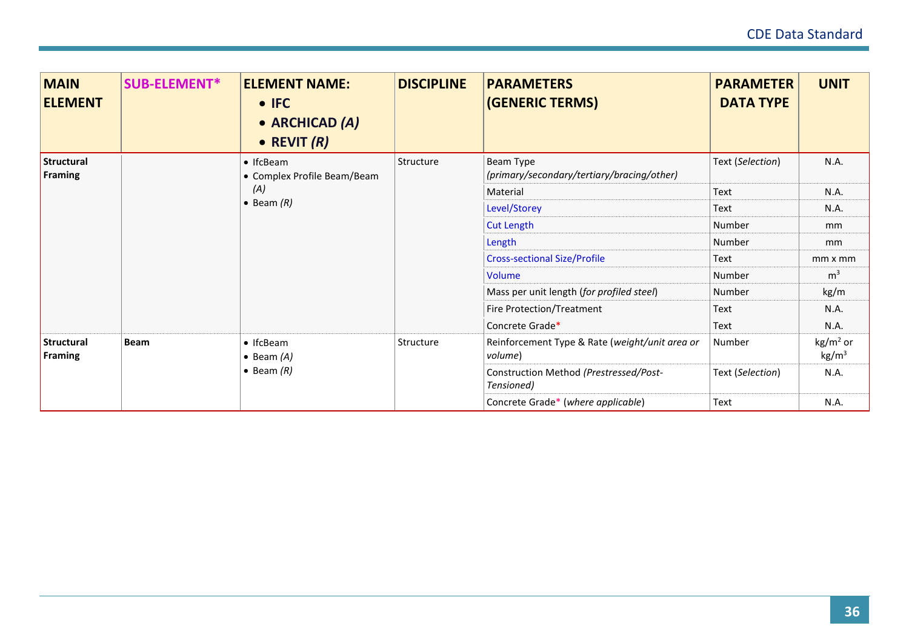| MAIN ELEMENT | SUB-ELEMENT* | ELEMENT NAME: • IFC • ARCHICAD *(A)* • REVIT *(R)* | DISCIPLINE | PARAMETERS (GENERIC TERMS) | PARAMETER DATA TYPE | UNIT |
|---|---|---|---|---|---|---|
| **Structural Framing** | | • IfcBeam • Complex Profile Beam/Beam *(A)* • Beam *(R)* | Structure | Beam Type *(primary/secondary/tertiary/bracing/other)* | Text (*Selection*) | N.A. |
| | | | | Material | Text | N.A. |
| | | | | Level/Storey | Text | N.A. |
| | | | | Cut Length | Number | mm |
| | | | | Length | Number | mm |
| | | | | Cross-sectional Size/Profile | Text | mm x mm |
| | | | | Volume | Number | $m^3$ |
| | | | | Mass per unit length (*for profiled steel*) | Number | kg/m |
| | | | | Fire Protection/Treatment | Text | N.A. |
| | | | | Concrete Grade* | Text | N.A. |
| **Structural Framing** | **Beam** | • IfcBeam • Beam *(A)* • Beam *(R)* | Structure | Reinforcement Type & Rate (*weight/unit area or volume*) | Number | $kg/m^2$ or $kg/m^3$ |
| | | | | Construction Method *(Prestressed/Post-Tensioned)* | Text (*Selection*) | N.A. |
| | | | | Concrete Grade* (*where applicable*) | Text | N.A. |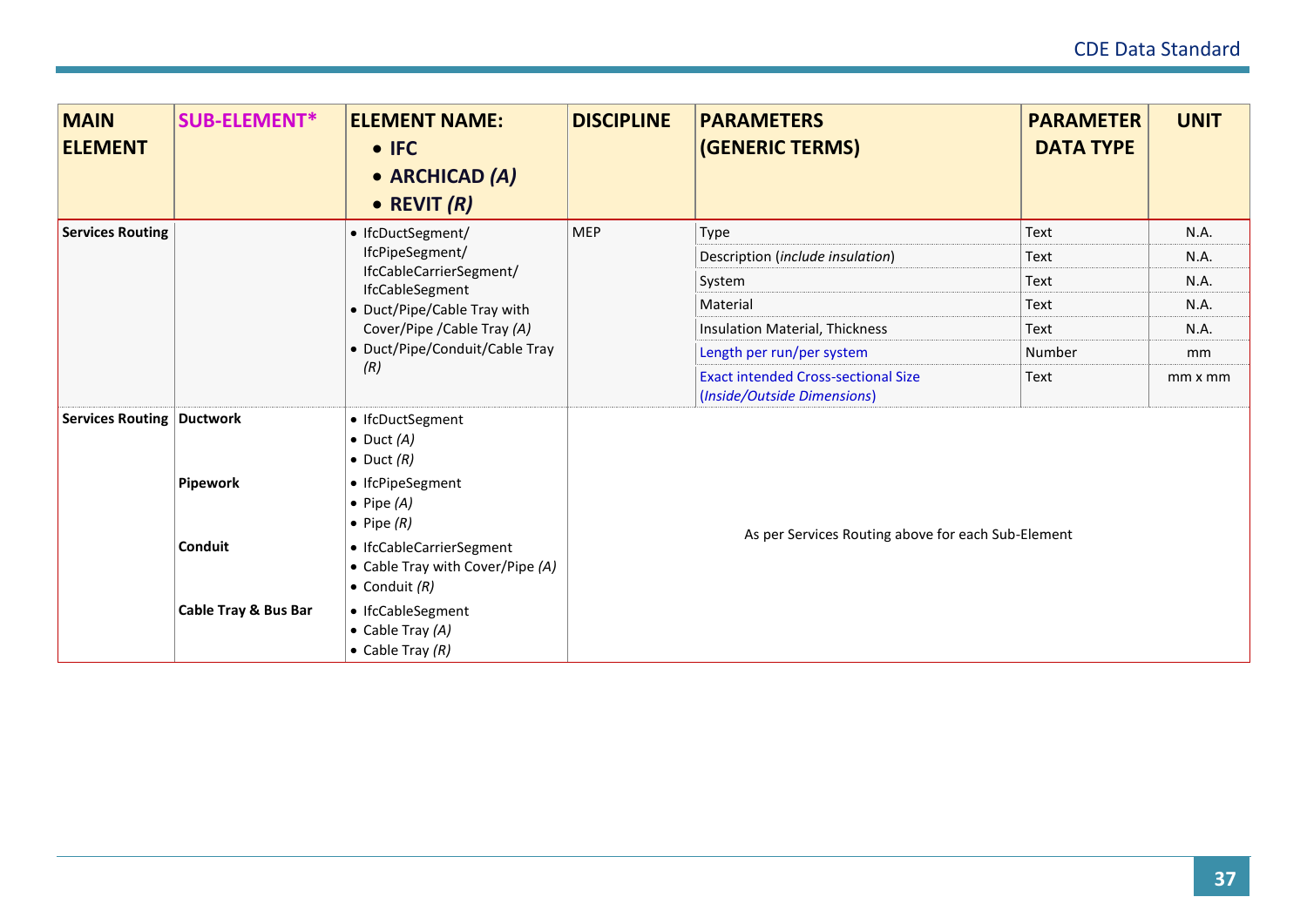| MAIN ELEMENT | SUB-ELEMENT* | ELEMENT NAME: • IFC • ARCHICAD *(A)* • REVIT *(R)* | DISCIPLINE | PARAMETERS (GENERIC TERMS) | PARAMETER DATA TYPE | UNIT |
|---|---|---|---|---|---|---|
| **Services Routing** | | • IfcDuctSegment/ IfcPipeSegment/ IfcCableCarrierSegment/ IfcCableSegment<br>• Duct/Pipe/Cable Tray with Cover/Pipe /Cable Tray *(A)*<br>• Duct/Pipe/Conduit/Cable Tray *(R)* | MEP | Type | Text | N.A. |
| | | | | Description (*include insulation*) | Text | N.A. |
| | | | | System | Text | N.A. |
| | | | | Material | Text | N.A. |
| | | | | Insulation Material, Thickness | Text | N.A. |
| | | | | Length per run/per system | Number | mm |
| | | | | Exact intended Cross-sectional Size (*Inside/Outside Dimensions*) | Text | mm x mm |
| **Services Routing** | **Ductwork** | • IfcDuctSegment<br>• Duct *(A)*<br>• Duct *(R)* | As per Services Routing above for each Sub-Element | | | |
| | **Pipework** | • IfcPipeSegment<br>• Pipe *(A)*<br>• Pipe *(R)* | | | | |
| | **Conduit** | • IfcCableCarrierSegment<br>• Cable Tray with Cover/Pipe *(A)*<br>• Conduit *(R)* | | | | |
| | **Cable Tray & Bus Bar** | • IfcCableSegment<br>• Cable Tray *(A)*<br>• Cable Tray *(R)* | | | | |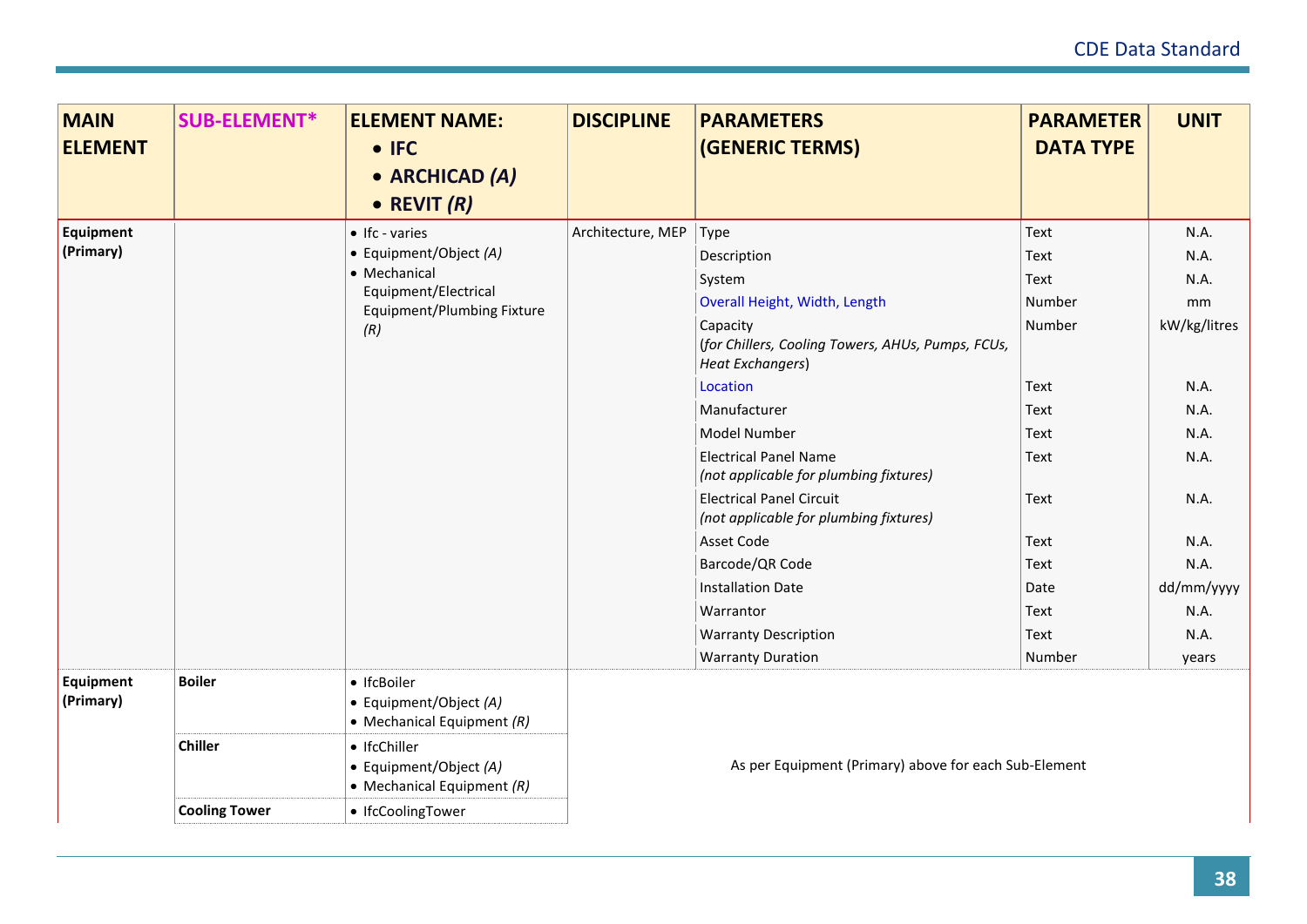| MAIN ELEMENT | SUB-ELEMENT* | ELEMENT NAME: • IFC • ARCHICAD *(A)* • REVIT *(R)* | DISCIPLINE | PARAMETERS (GENERIC TERMS) | PARAMETER DATA TYPE | UNIT |
|---|---|---|---|---|---|---|
| **Equipment (Primary)** | | • Ifc - varies<br>• Equipment/Object *(A)*<br>• Mechanical Equipment/Electrical Equipment/Plumbing Fixture *(R)* | Architecture, MEP | Type | Text | N.A. |
| | | | | Description | Text | N.A. |
| | | | | System | Text | N.A. |
| | | | | Overall Height, Width, Length | Number | mm |
| | | | | Capacity (*for Chillers, Cooling Towers, AHUs, Pumps, FCUs, Heat Exchangers*) | Number | kW/kg/litres |
| | | | | Location | Text | N.A. |
| | | | | Manufacturer | Text | N.A. |
| | | | | Model Number | Text | N.A. |
| | | | | Electrical Panel Name *(not applicable for plumbing fixtures)* | Text | N.A. |
| | | | | Electrical Panel Circuit *(not applicable for plumbing fixtures)* | Text | N.A. |
| | | | | Asset Code | Text | N.A. |
| | | | | Barcode/QR Code | Text | N.A. |
| | | | | Installation Date | Date | dd/mm/yyyy |
| | | | | Warrantor | Text | N.A. |
| | | | | Warranty Description | Text | N.A. |
| | | | | Warranty Duration | Number | years |
| **Equipment (Primary)** | **Boiler** | • IfcBoiler<br>• Equipment/Object *(A)*<br>• Mechanical Equipment *(R)* | As per Equipment (Primary) above for each Sub-Element | | | |
| | **Chiller** | • IfcChiller<br>• Equipment/Object *(A)*<br>• Mechanical Equipment *(R)* | | | | |
| | **Cooling Tower** | • IfcCoolingTower | | | | |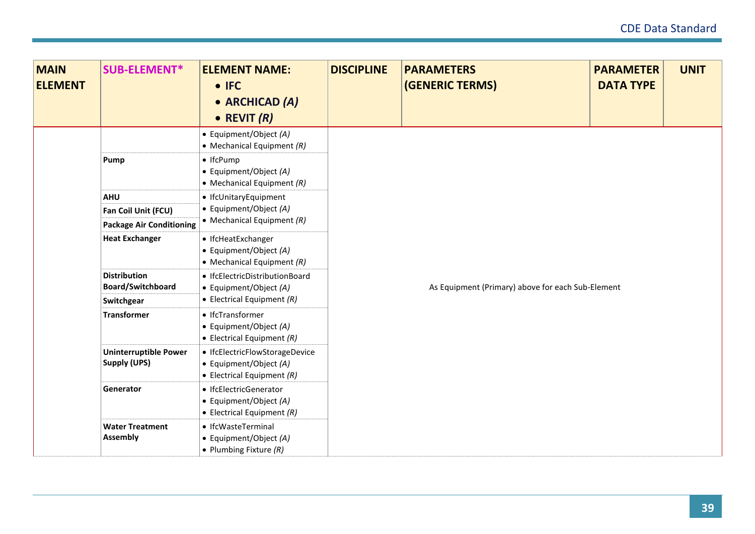| MAIN ELEMENT | SUB-ELEMENT* | ELEMENT NAME: • IFC • ARCHICAD *(A)* • REVIT *(R)* | DISCIPLINE | PARAMETERS (GENERIC TERMS) | PARAMETER DATA TYPE | UNIT |
|---|---|---|---|---|---|---|
| | | • Equipment/Object *(A)* • Mechanical Equipment *(R)* | | As Equipment (Primary) above for each Sub-Element | | |
| | **Pump** | • IfcPump • Equipment/Object *(A)* • Mechanical Equipment *(R)* | | | | |
| | **AHU** **Fan Coil Unit (FCU)** **Package Air Conditioning** | • IfcUnitaryEquipment • Equipment/Object *(A)* • Mechanical Equipment *(R)* | | | | |
| | **Heat Exchanger** | • IfcHeatExchanger • Equipment/Object *(A)* • Mechanical Equipment *(R)* | | | | |
| | **Distribution Board/Switchboard** **Switchgear** | • IfcElectricDistributionBoard • Equipment/Object *(A)* • Electrical Equipment *(R)* | | | | |
| | **Transformer** | • IfcTransformer • Equipment/Object *(A)* • Electrical Equipment *(R)* | | | | |
| | **Uninterruptible Power Supply (UPS)** | • IfcElectricFlowStorageDevice • Equipment/Object *(A)* • Electrical Equipment *(R)* | | | | |
| | **Generator** | • IfcElectricGenerator • Equipment/Object *(A)* • Electrical Equipment *(R)* | | | | |
| | **Water Treatment Assembly** | • IfcWasteTerminal • Equipment/Object *(A)* • Plumbing Fixture *(R)* | | | | |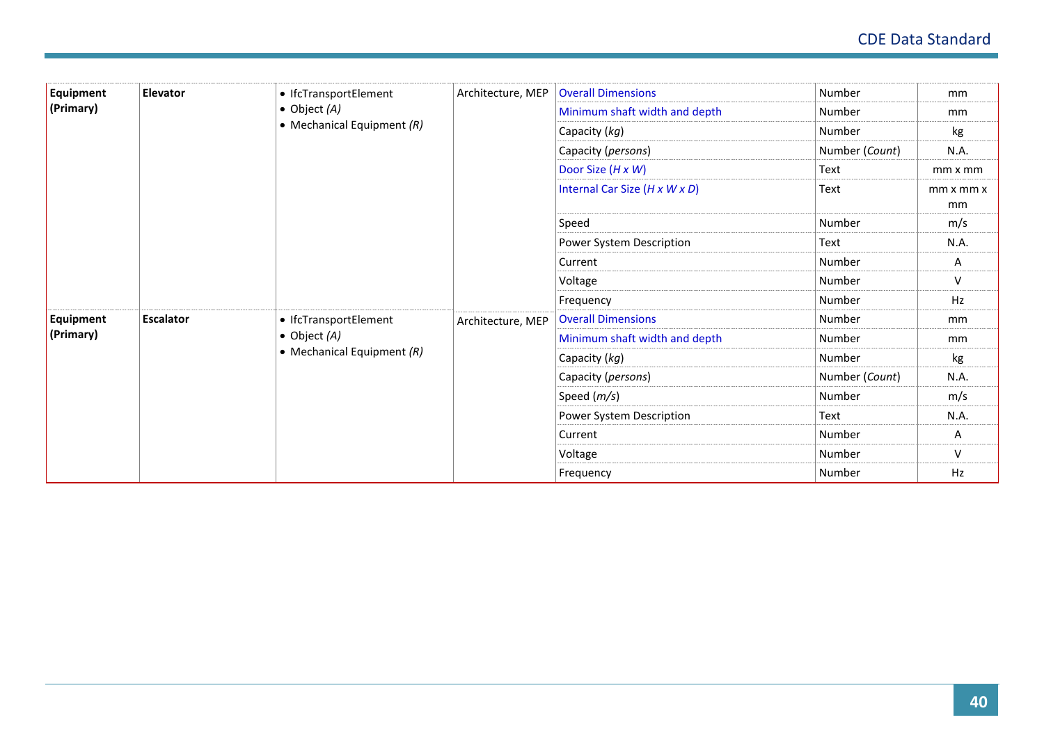| | | | | | | |
|---|---|---|---|---|---|---|
| **Equipment (Primary)** | **Elevator** | • IfcTransportElement<br>• Object *(A)*<br>• Mechanical Equipment *(R)* | Architecture, MEP | Overall Dimensions | Number | mm |
| | | | | Minimum shaft width and depth | Number | mm |
| | | | | Capacity (*kg*) | Number | kg |
| | | | | Capacity (*persons*) | Number (*Count*) | N.A. |
| | | | | Door Size (*H x W*) | Text | mm x mm |
| | | | | Internal Car Size (*H x W x D*) | Text | mm x mm x mm |
| | | | | Speed | Number | m/s |
| | | | | Power System Description | Text | N.A. |
| | | | | Current | Number | A |
| | | | | Voltage | Number | V |
| | | | | Frequency | Number | Hz |
| **Equipment (Primary)** | **Escalator** | • IfcTransportElement<br>• Object *(A)*<br>• Mechanical Equipment *(R)* | Architecture, MEP | Overall Dimensions | Number | mm |
| | | | | Minimum shaft width and depth | Number | mm |
| | | | | Capacity (*kg*) | Number | kg |
| | | | | Capacity (*persons*) | Number (*Count*) | N.A. |
| | | | | Speed (*m/s*) | Number | m/s |
| | | | | Power System Description | Text | N.A. |
| | | | | Current | Number | A |
| | | | | Voltage | Number | V |
| | | | | Frequency | Number | Hz |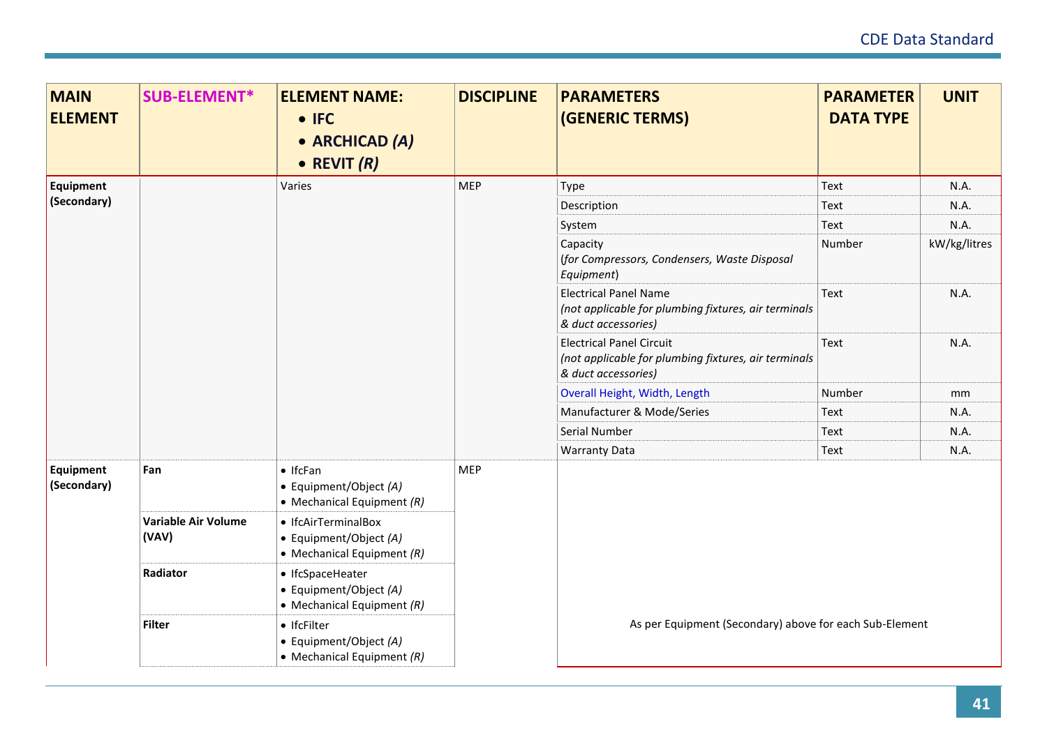| MAIN ELEMENT | SUB-ELEMENT* | ELEMENT NAME: • IFC • ARCHICAD *(A)* • REVIT *(R)* | DISCIPLINE | PARAMETERS (GENERIC TERMS) | PARAMETER DATA TYPE | UNIT |
|---|---|---|---|---|---|---|
| **Equipment (Secondary)** | | Varies | MEP | Type | Text | N.A. |
| | | | | Description | Text | N.A. |
| | | | | System | Text | N.A. |
| | | | | Capacity (*for Compressors, Condensers, Waste Disposal Equipment*) | Number | kW/kg/litres |
| | | | | Electrical Panel Name *(not applicable for plumbing fixtures, air terminals & duct accessories)* | Text | N.A. |
| | | | | Electrical Panel Circuit *(not applicable for plumbing fixtures, air terminals & duct accessories)* | Text | N.A. |
| | | | | Overall Height, Width, Length | Number | mm |
| | | | | Manufacturer & Mode/Series | Text | N.A. |
| | | | | Serial Number | Text | N.A. |
| | | | | Warranty Data | Text | N.A. |
| **Equipment (Secondary)** | **Fan** | • IfcFan • Equipment/Object *(A)* • Mechanical Equipment *(R)* | MEP | As per Equipment (Secondary) above for each Sub-Element | | |
| | **Variable Air Volume (VAV)** | • IfcAirTerminalBox • Equipment/Object *(A)* • Mechanical Equipment *(R)* | | | | |
| | **Radiator** | • IfcSpaceHeater • Equipment/Object *(A)* • Mechanical Equipment *(R)* | | | | |
| | **Filter** | • IfcFilter • Equipment/Object *(A)* • Mechanical Equipment *(R)* | | | | |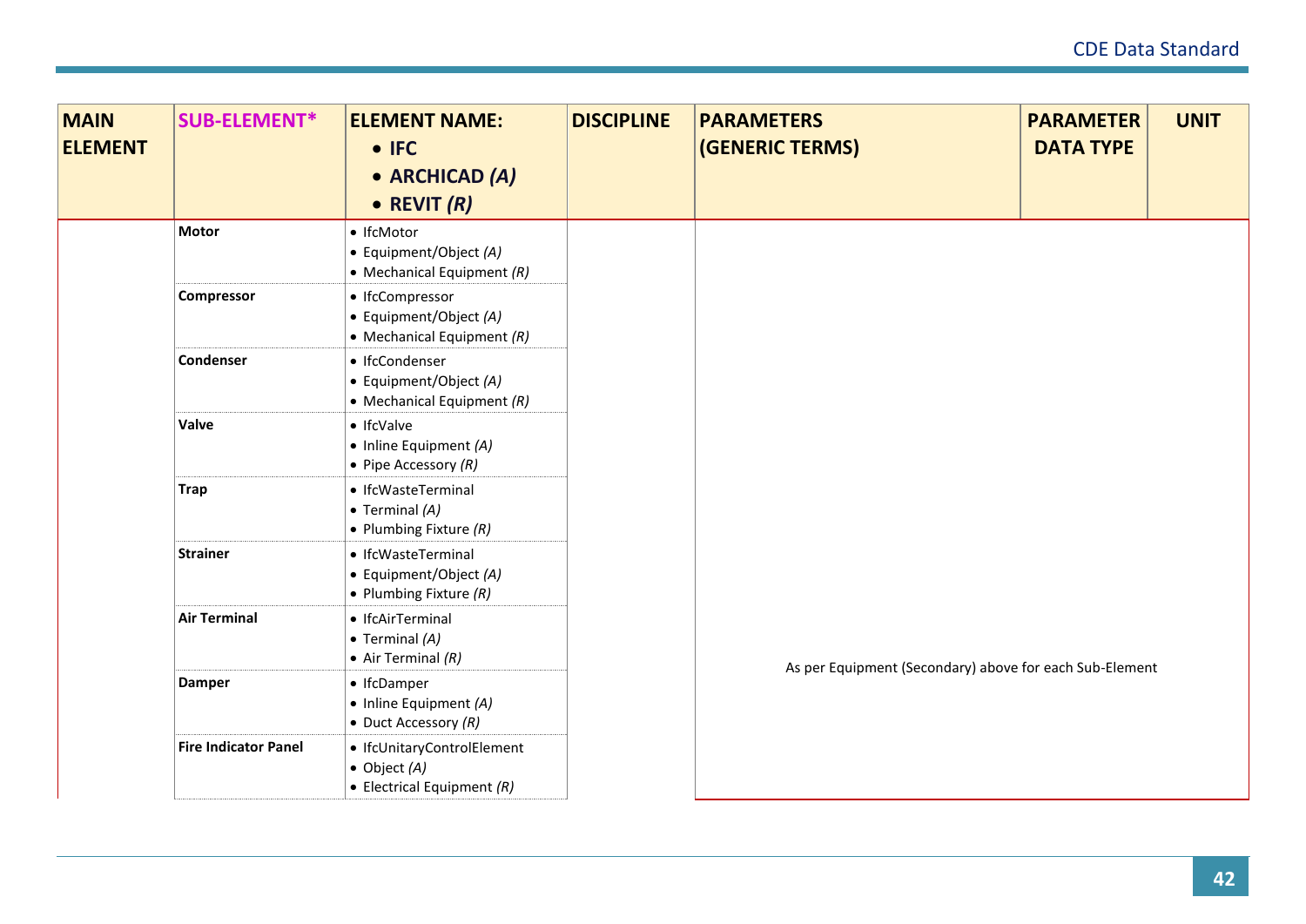| MAIN ELEMENT | SUB-ELEMENT* | ELEMENT NAME: • IFC • ARCHICAD *(A)* • REVIT *(R)* | DISCIPLINE | PARAMETERS (GENERIC TERMS) | PARAMETER DATA TYPE | UNIT |
|---|---|---|---|---|---|---|
| | **Motor** | • IfcMotor<br>• Equipment/Object *(A)*<br>• Mechanical Equipment *(R)* | | As per Equipment (Secondary) above for each Sub-Element | | |
| | **Compressor** | • IfcCompressor<br>• Equipment/Object *(A)*<br>• Mechanical Equipment *(R)* | | | | |
| | **Condenser** | • IfcCondenser<br>• Equipment/Object *(A)*<br>• Mechanical Equipment *(R)* | | | | |
| | **Valve** | • IfcValve<br>• Inline Equipment *(A)*<br>• Pipe Accessory *(R)* | | | | |
| | **Trap** | • IfcWasteTerminal<br>• Terminal *(A)*<br>• Plumbing Fixture *(R)* | | | | |
| | **Strainer** | • IfcWasteTerminal<br>• Equipment/Object *(A)*<br>• Plumbing Fixture *(R)* | | | | |
| | **Air Terminal** | • IfcAirTerminal<br>• Terminal *(A)*<br>• Air Terminal *(R)* | | | | |
| | **Damper** | • IfcDamper<br>• Inline Equipment *(A)*<br>• Duct Accessory *(R)* | | | | |
| | **Fire Indicator Panel** | • IfcUnitaryControlElement<br>• Object *(A)*<br>• Electrical Equipment *(R)* | | | | |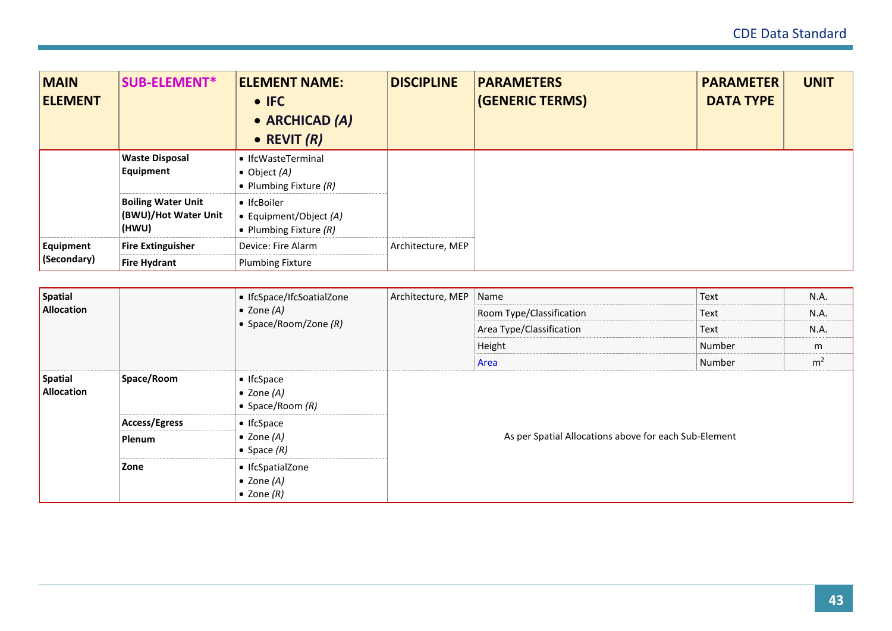| MAIN ELEMENT | SUB-ELEMENT* | ELEMENT NAME: • IFC • ARCHICAD *(A)* • REVIT *(R)* | DISCIPLINE | PARAMETERS (GENERIC TERMS) | PARAMETER DATA TYPE | UNIT |
|---|---|---|---|---|---|---|
| | **Waste Disposal Equipment** | • IfcWasteTerminal • Object *(A)* • Plumbing Fixture *(R)* | | | | |
| | **Boiling Water Unit (BWU)/Hot Water Unit (HWU)** | • IfcBoiler • Equipment/Object *(A)* • Plumbing Fixture *(R)* | | | | |
| **Equipment (Secondary)** | **Fire Extinguisher** | Device: Fire Alarm | Architecture, MEP | | | |
| | **Fire Hydrant** | Plumbing Fixture | | | | |

| MAIN ELEMENT | SUB-ELEMENT* | ELEMENT NAME: • IFC • ARCHICAD *(A)* • REVIT *(R)* | DISCIPLINE | PARAMETERS (GENERIC TERMS) | PARAMETER DATA TYPE | UNIT |
|---|---|---|---|---|---|---|
| **Spatial Allocation** | | • IfcSpace/IfcSoatialZone • Zone *(A)* • Space/Room/Zone *(R)* | Architecture, MEP | Name | Text | N.A. |
| | | | | Room Type/Classification | Text | N.A. |
| | | | | Area Type/Classification | Text | N.A. |
| | | | | Height | Number | m |
| | | | | Area | Number | $m^2$ |
| **Spatial Allocation** | **Space/Room** | • IfcSpace • Zone *(A)* • Space/Room *(R)* | As per Spatial Allocations above for each Sub-Element | | | |
| | **Access/Egress** **Plenum** | • IfcSpace • Zone *(A)* • Space *(R)* | | | | |
| | **Zone** | • IfcSpatialZone • Zone *(A)* • Zone *(R)* | | | | |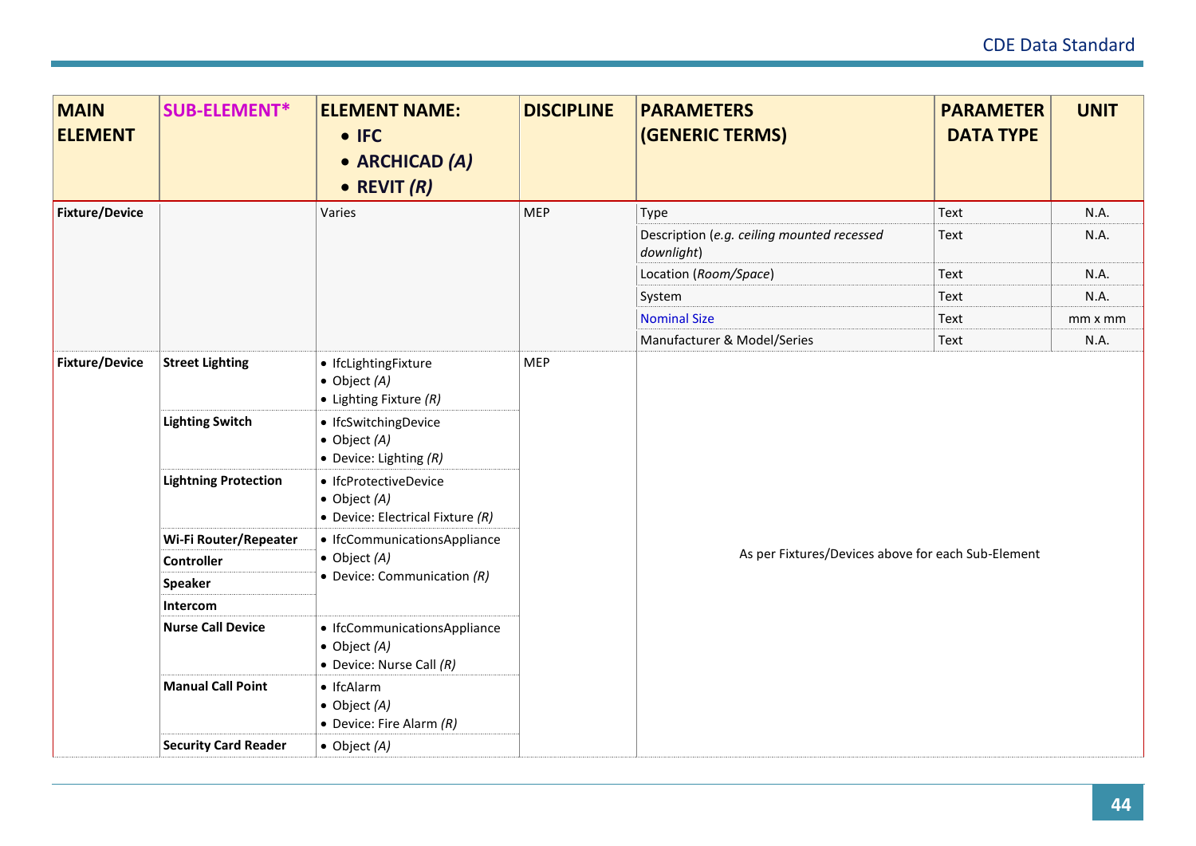| MAIN ELEMENT | SUB-ELEMENT* | ELEMENT NAME: • IFC • ARCHICAD *(A)* • REVIT *(R)* | DISCIPLINE | PARAMETERS (GENERIC TERMS) | PARAMETER DATA TYPE | UNIT |
|---|---|---|---|---|---|---|
| **Fixture/Device** | | Varies | MEP | Type | Text | N.A. |
| | | | | Description (*e.g. ceiling mounted recessed downlight*) | Text | N.A. |
| | | | | Location (*Room/Space*) | Text | N.A. |
| | | | | System | Text | N.A. |
| | | | | Nominal Size | Text | mm x mm |
| | | | | Manufacturer & Model/Series | Text | N.A. |
| **Fixture/Device** | **Street Lighting** | • IfcLightingFixture<br>• Object *(A)*<br>• Lighting Fixture *(R)* | MEP | As per Fixtures/Devices above for each Sub-Element | | |
| | **Lighting Switch** | • IfcSwitchingDevice<br>• Object *(A)*<br>• Device: Lighting *(R)* | | | | |
| | **Lightning Protection** | • IfcProtectiveDevice<br>• Object *(A)*<br>• Device: Electrical Fixture *(R)* | | | | |
| | **Wi-Fi Router/Repeater**<br>**Controller**<br>**Speaker**<br>**Intercom** | • IfcCommunicationsAppliance<br>• Object *(A)*<br>• Device: Communication *(R)* | | | | |
| | **Nurse Call Device** | • IfcCommunicationsAppliance<br>• Object *(A)*<br>• Device: Nurse Call *(R)* | | | | |
| | **Manual Call Point** | • IfcAlarm<br>• Object *(A)*<br>• Device: Fire Alarm *(R)* | | | | |
| | **Security Card Reader** | • Object *(A)* | | | | |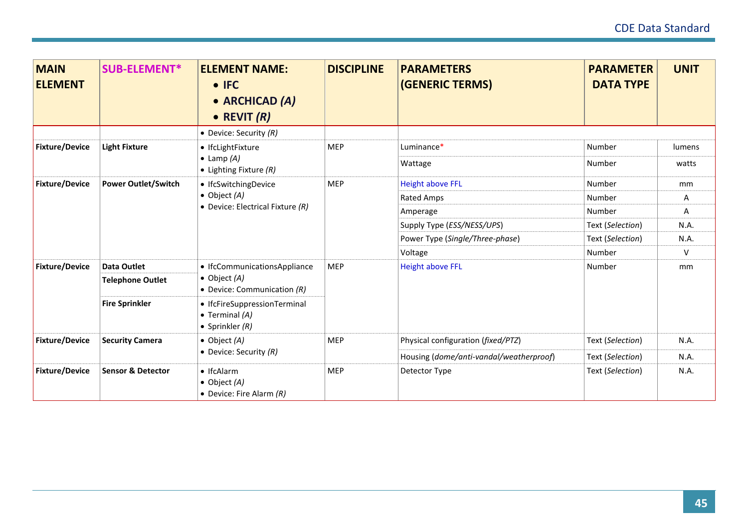| MAIN ELEMENT | SUB-ELEMENT* | ELEMENT NAME: • IFC • ARCHICAD *(A)* • REVIT *(R)* | DISCIPLINE | PARAMETERS (GENERIC TERMS) | PARAMETER DATA TYPE | UNIT |
|---|---|---|---|---|---|---|
| | | • Device: Security *(R)* | | | | |
| **Fixture/Device** | **Light Fixture** | • IfcLightFixture • Lamp *(A)* • Lighting Fixture *(R)* | MEP | Luminance* | Number | lumens |
| | | | | Wattage | Number | watts |
| **Fixture/Device** | **Power Outlet/Switch** | • IfcSwitchingDevice • Object *(A)* • Device: Electrical Fixture *(R)* | MEP | Height above FFL | Number | mm |
| | | | | Rated Amps | Number | A |
| | | | | Amperage | Number | A |
| | | | | Supply Type (*ESS/NESS/UPS*) | Text (*Selection*) | N.A. |
| | | | | Power Type (*Single/Three-phase*) | Text (*Selection*) | N.A. |
| | | | | Voltage | Number | V |
| **Fixture/Device** | **Data Outlet** **Telephone Outlet** | • IfcCommunicationsAppliance • Object *(A)* • Device: Communication *(R)* | MEP | Height above FFL | Number | mm |
| | **Fire Sprinkler** | • IfcFireSuppressionTerminal • Terminal *(A)* • Sprinkler *(R)* | | | | |
| **Fixture/Device** | **Security Camera** | • Object *(A)* • Device: Security *(R)* | MEP | Physical configuration (*fixed/PTZ*) | Text (*Selection*) | N.A. |
| | | | | Housing (*dome/anti-vandal/weatherproof*) | Text (*Selection*) | N.A. |
| **Fixture/Device** | **Sensor & Detector** | • IfcAlarm • Object *(A)* • Device: Fire Alarm *(R)* | MEP | Detector Type | Text (*Selection*) | N.A. |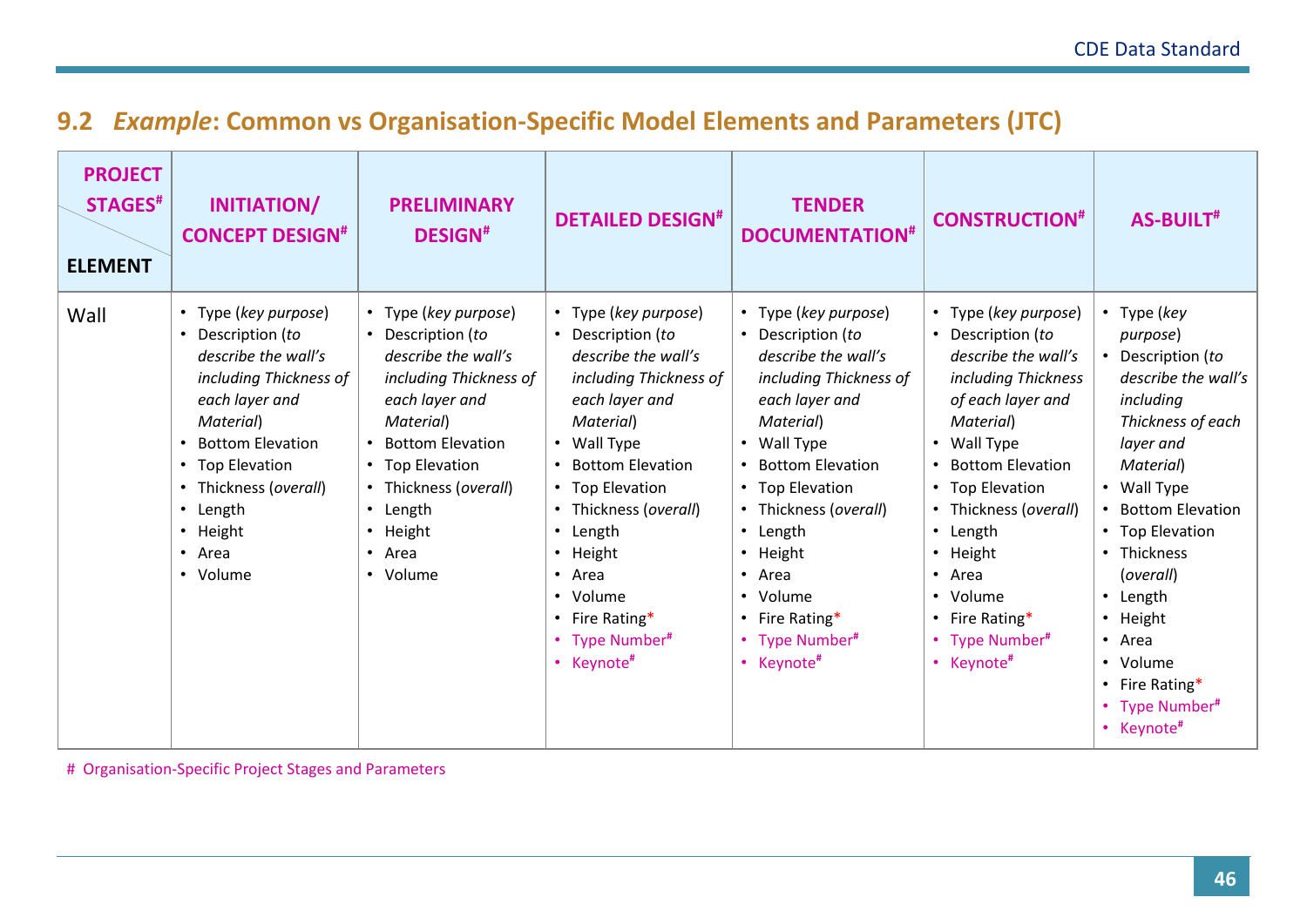## 9.2 *Example*: Common vs Organisation-Specific Model Elements and Parameters (JTC)

| PROJECT STAGES# / ELEMENT | INITIATION/ CONCEPT DESIGN# | PRELIMINARY DESIGN# | DETAILED DESIGN# | TENDER DOCUMENTATION# | CONSTRUCTION# | AS-BUILT# |
|---|---|---|---|---|---|---|
| Wall | • Type (*key purpose*)<br>• Description (*to describe the wall's including Thickness of each layer and Material*)<br>• Bottom Elevation<br>• Top Elevation<br>• Thickness (*overall*)<br>• Length<br>• Height<br>• Area<br>• Volume | • Type (*key purpose*)<br>• Description (*to describe the wall's including Thickness of each layer and Material*)<br>• Bottom Elevation<br>• Top Elevation<br>• Thickness (*overall*)<br>• Length<br>• Height<br>• Area<br>• Volume | • Type (*key purpose*)<br>• Description (*to describe the wall's including Thickness of each layer and Material*)<br>• Wall Type<br>• Bottom Elevation<br>• Top Elevation<br>• Thickness (*overall*)<br>• Length<br>• Height<br>• Area<br>• Volume<br>• Fire Rating*<br>• Type Number#<br>• Keynote# | • Type (*key purpose*)<br>• Description (*to describe the wall's including Thickness of each layer and Material*)<br>• Wall Type<br>• Bottom Elevation<br>• Top Elevation<br>• Thickness (*overall*)<br>• Length<br>• Height<br>• Area<br>• Volume<br>• Fire Rating*<br>• Type Number#<br>• Keynote# | • Type (*key purpose*)<br>• Description (*to describe the wall's including Thickness of each layer and Material*)<br>• Wall Type<br>• Bottom Elevation<br>• Top Elevation<br>• Thickness (*overall*)<br>• Length<br>• Height<br>• Area<br>• Volume<br>• Fire Rating*<br>• Type Number#<br>• Keynote# | • Type (*key purpose*)<br>• Description (*to describe the wall's including Thickness of each layer and Material*)<br>• Wall Type<br>• Bottom Elevation<br>• Top Elevation<br>• Thickness (*overall*)<br>• Length<br>• Height<br>• Area<br>• Volume<br>• Fire Rating*<br>• Type Number#<br>• Keynote# |

# Organisation-Specific Project Stages and Parameters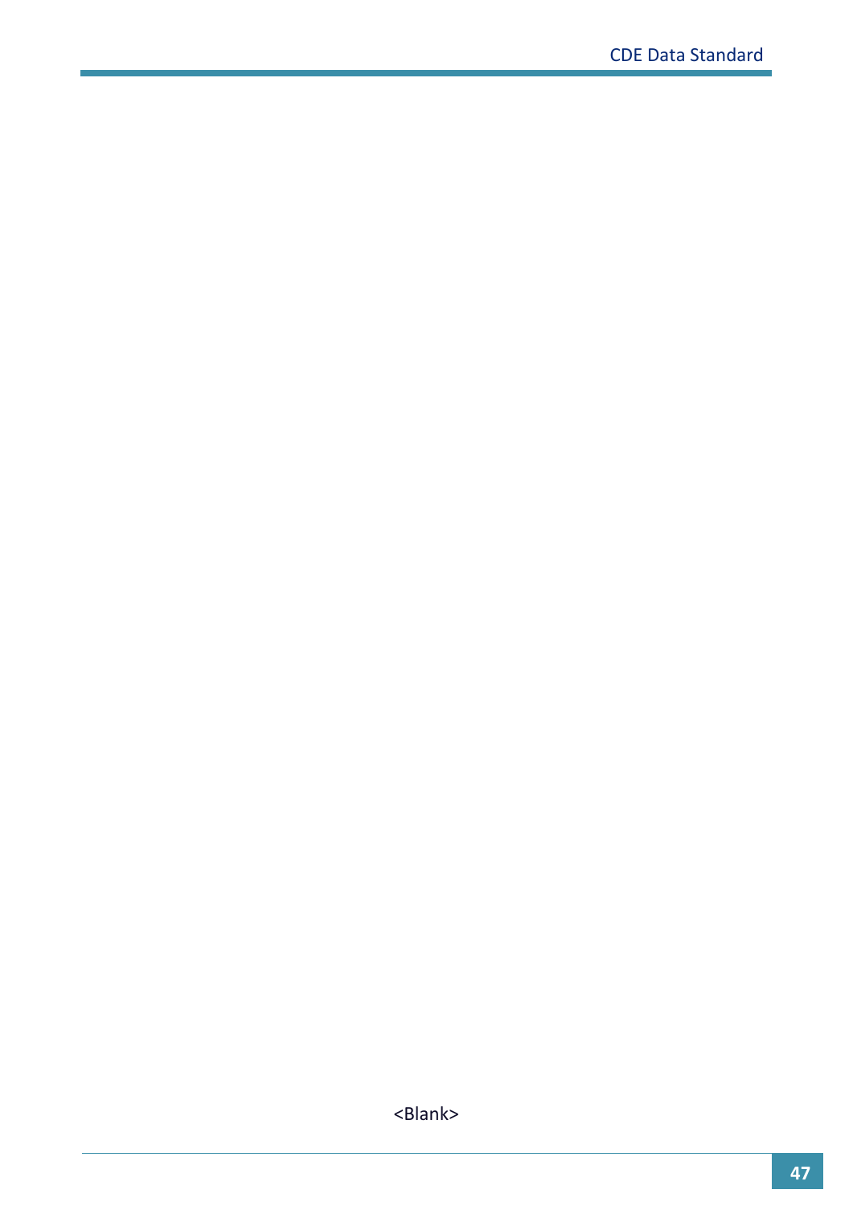<Blank>